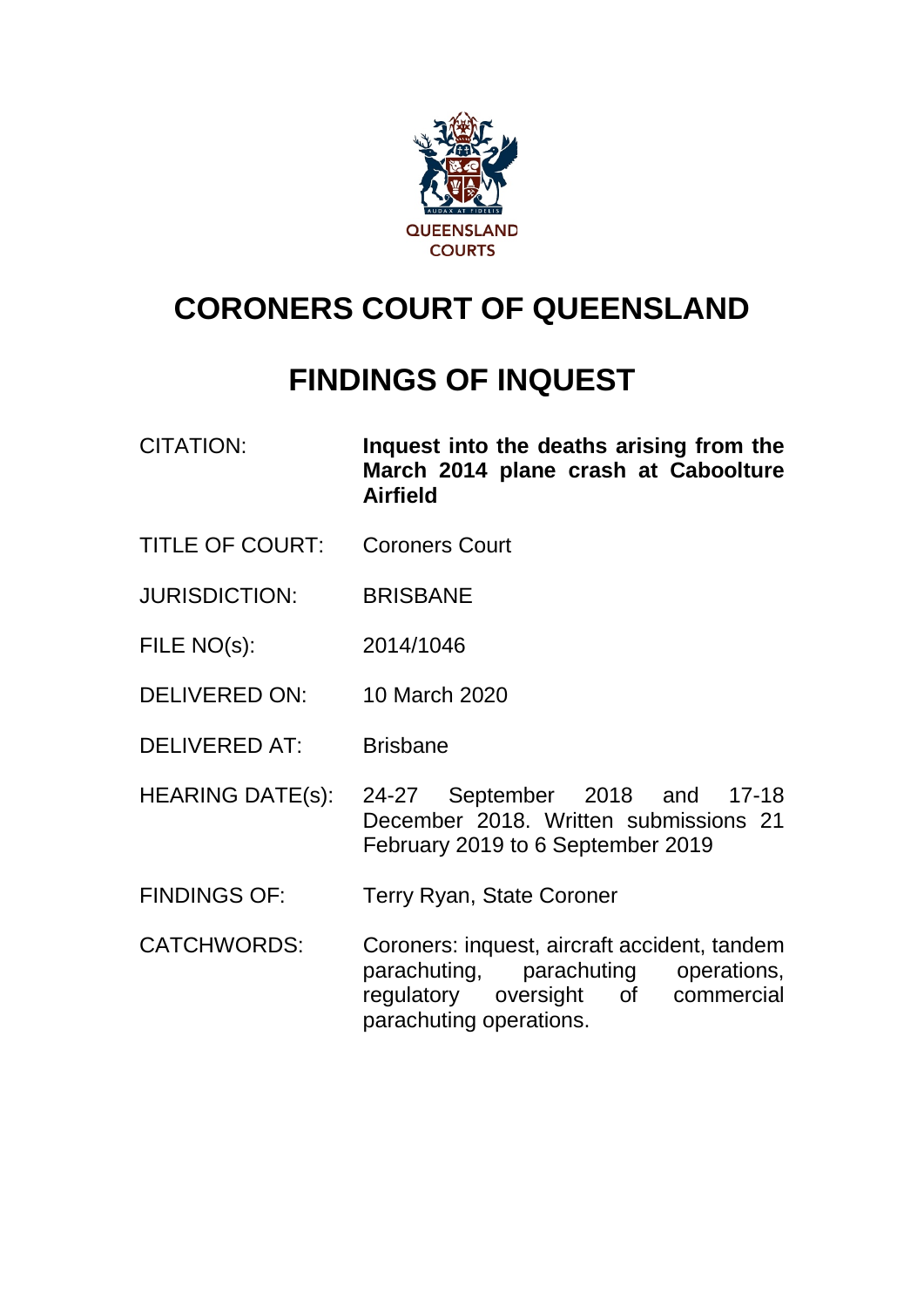QUEENSLAND COURTS

# CORONERS COURT OF QUEENSLAND

# FINDINGS OF INQUEST

| | |
|---|---|
| CITATION: | **Inquest into the deaths arising from the March 2014 plane crash at Caboolture Airfield** |
| TITLE OF COURT: | Coroners Court |
| JURISDICTION: | BRISBANE |
| FILE NO(s): | 2014/1046 |
| DELIVERED ON: | 10 March 2020 |
| DELIVERED AT: | Brisbane |
| HEARING DATE(s): | 24-27 September 2018 and 17-18 December 2018. Written submissions 21 February 2019 to 6 September 2019 |
| FINDINGS OF: | Terry Ryan, State Coroner |
| CATCHWORDS: | Coroners: inquest, aircraft accident, tandem parachuting, parachuting operations, regulatory oversight of commercial parachuting operations. |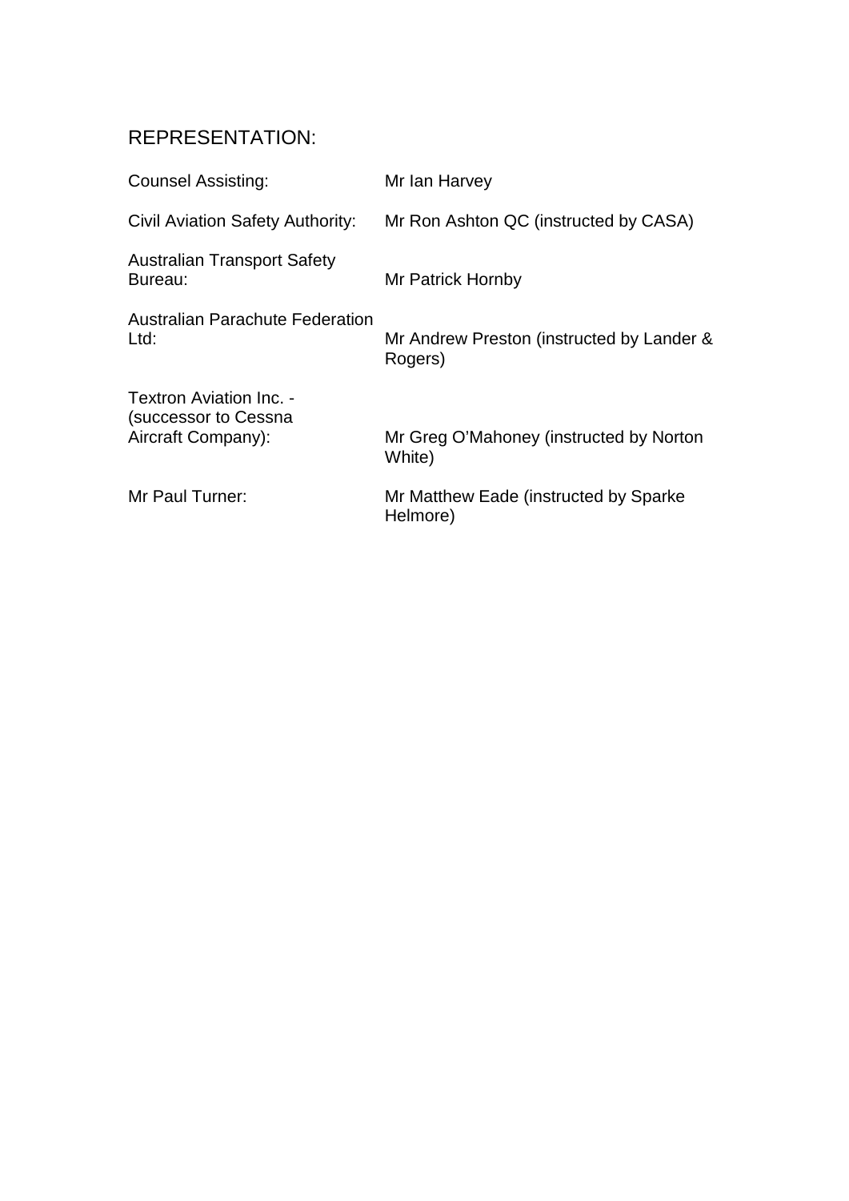## REPRESENTATION:

| | |
|---|---|
| Counsel Assisting: | Mr Ian Harvey |
| Civil Aviation Safety Authority: | Mr Ron Ashton QC (instructed by CASA) |
| Australian Transport Safety Bureau: | Mr Patrick Hornby |
| Australian Parachute Federation Ltd: | Mr Andrew Preston (instructed by Lander & Rogers) |
| Textron Aviation Inc. - (successor to Cessna Aircraft Company): | Mr Greg O'Mahoney (instructed by Norton White) |
| Mr Paul Turner: | Mr Matthew Eade (instructed by Sparke Helmore) |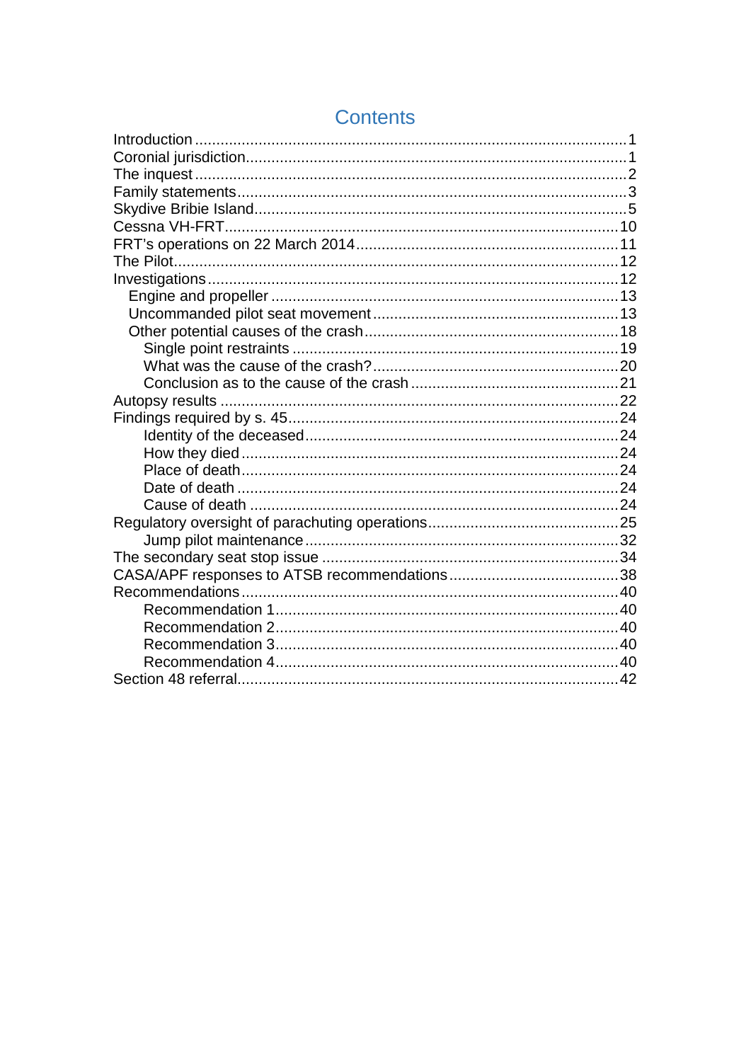# Contents

Introduction .................................................................................................... 1
Coronial jurisdiction......................................................................................... 1
The inquest ..................................................................................................... 2
Family statements........................................................................................... 3
Skydive Bribie Island....................................................................................... 5
Cessna VH-FRT............................................................................................. 10
FRT's operations on 22 March 2014.............................................................. 11
The Pilot......................................................................................................... 12
Investigations................................................................................................. 12
  Engine and propeller .................................................................................. 13
  Uncommanded pilot seat movement .......................................................... 13
  Other potential causes of the crash............................................................ 18
    Single point restraints ............................................................................. 19
    What was the cause of the crash?.......................................................... 20
    Conclusion as to the cause of the crash ................................................. 21
Autopsy results .............................................................................................. 22
Findings required by s. 45.............................................................................. 24
    Identity of the deceased.......................................................................... 24
    How they died ......................................................................................... 24
    Place of death......................................................................................... 24
    Date of death .......................................................................................... 24
    Cause of death ....................................................................................... 24
Regulatory oversight of parachuting operations............................................. 25
    Jump pilot maintenance.......................................................................... 32
The secondary seat stop issue ...................................................................... 34
CASA/APF responses to ATSB recommendations......................................... 38
Recommendations......................................................................................... 40
    Recommendation 1................................................................................. 40
    Recommendation 2................................................................................. 40
    Recommendation 3................................................................................. 40
    Recommendation 4................................................................................. 40
Section 48 referral.......................................................................................... 42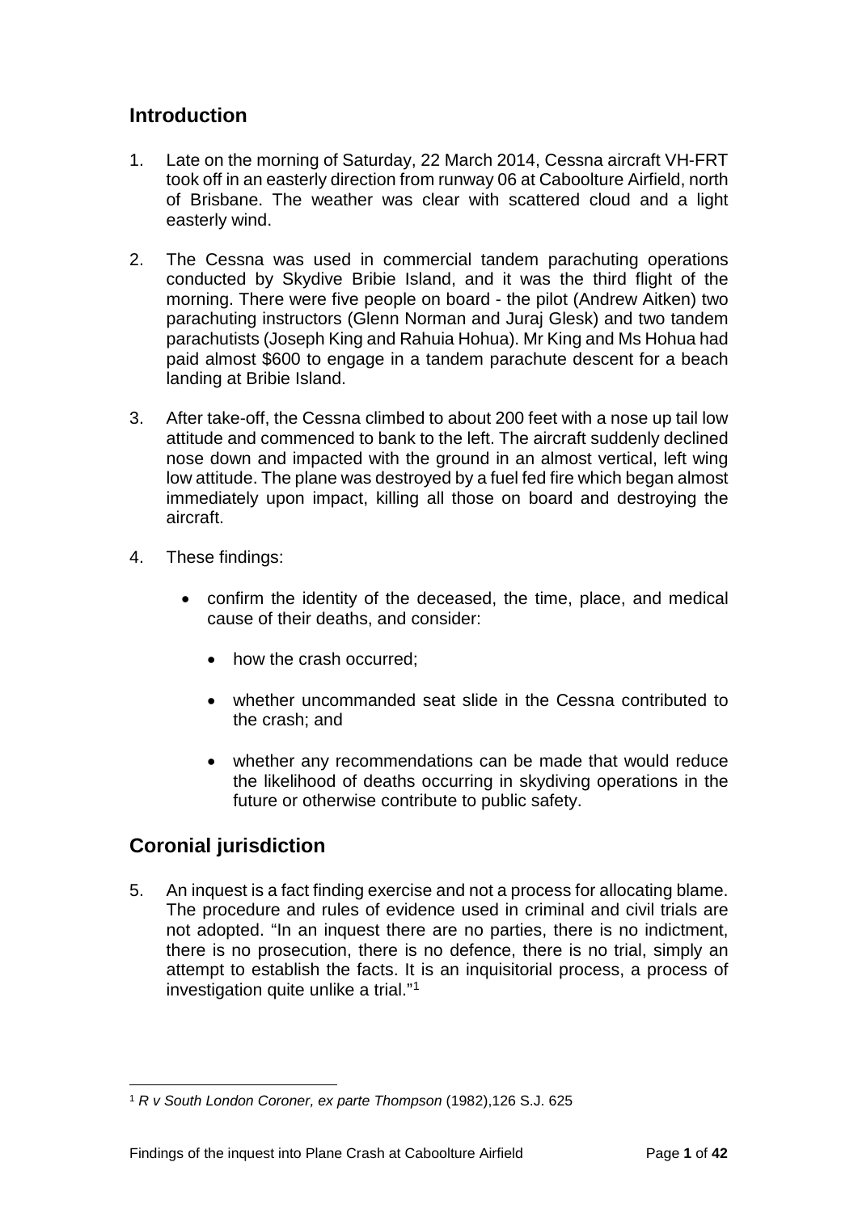## Introduction

1. Late on the morning of Saturday, 22 March 2014, Cessna aircraft VH-FRT took off in an easterly direction from runway 06 at Caboolture Airfield, north of Brisbane. The weather was clear with scattered cloud and a light easterly wind.

2. The Cessna was used in commercial tandem parachuting operations conducted by Skydive Bribie Island, and it was the third flight of the morning. There were five people on board - the pilot (Andrew Aitken) two parachuting instructors (Glenn Norman and Juraj Glesk) and two tandem parachutists (Joseph King and Rahuia Hohua). Mr King and Ms Hohua had paid almost $600 to engage in a tandem parachute descent for a beach landing at Bribie Island.

3. After take-off, the Cessna climbed to about 200 feet with a nose up tail low attitude and commenced to bank to the left. The aircraft suddenly declined nose down and impacted with the ground in an almost vertical, left wing low attitude. The plane was destroyed by a fuel fed fire which began almost immediately upon impact, killing all those on board and destroying the aircraft.

4. These findings:

   - confirm the identity of the deceased, the time, place, and medical cause of their deaths, and consider:

     - how the crash occurred;

     - whether uncommanded seat slide in the Cessna contributed to the crash; and

     - whether any recommendations can be made that would reduce the likelihood of deaths occurring in skydiving operations in the future or otherwise contribute to public safety.

## Coronial jurisdiction

5. An inquest is a fact finding exercise and not a process for allocating blame. The procedure and rules of evidence used in criminal and civil trials are not adopted. "In an inquest there are no parties, there is no indictment, there is no prosecution, there is no defence, there is no trial, simply an attempt to establish the facts. It is an inquisitorial process, a process of investigation quite unlike a trial."[1]

---

[1] *R v South London Coroner, ex parte Thompson* (1982),126 S.J. 625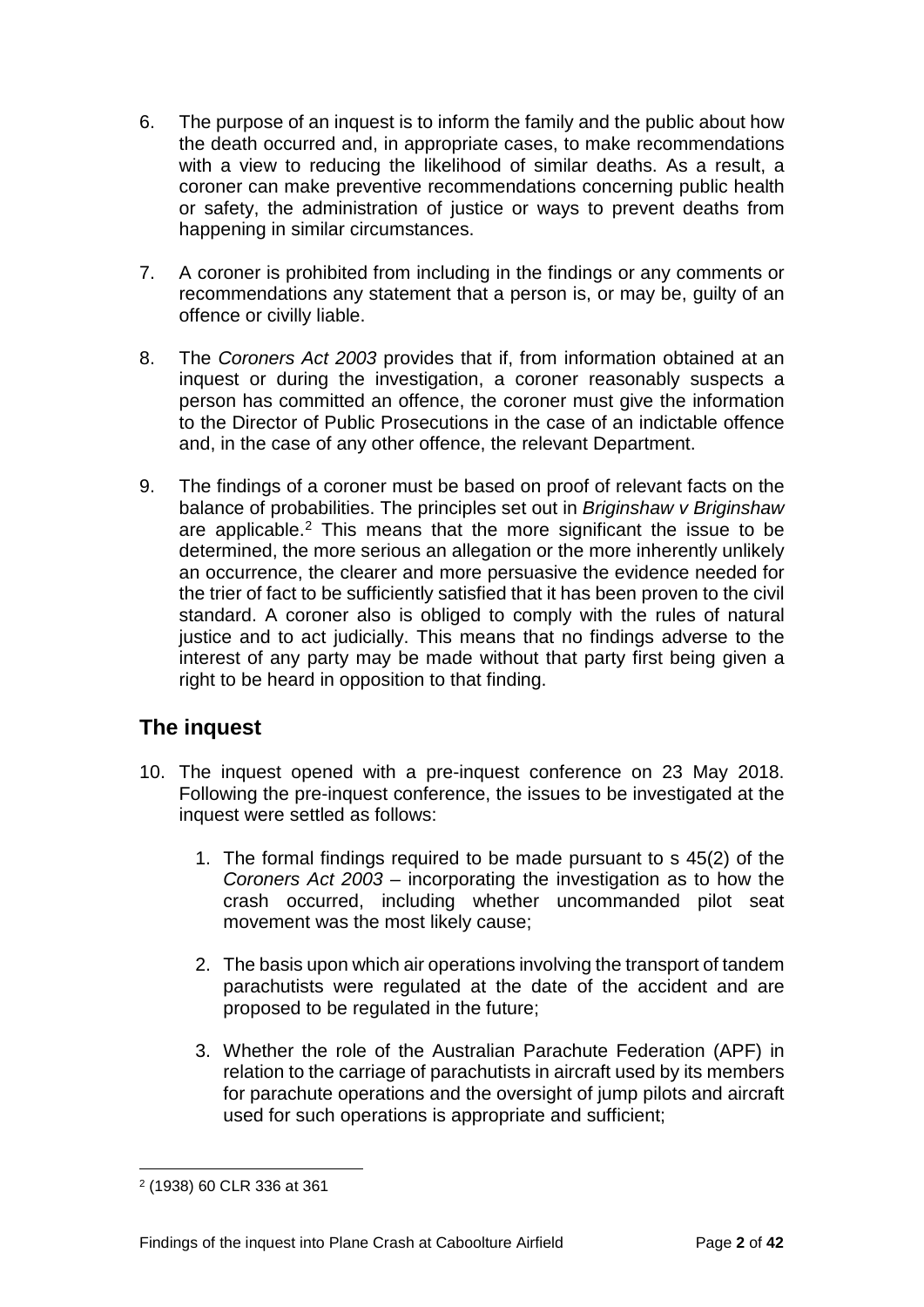6. The purpose of an inquest is to inform the family and the public about how the death occurred and, in appropriate cases, to make recommendations with a view to reducing the likelihood of similar deaths. As a result, a coroner can make preventive recommendations concerning public health or safety, the administration of justice or ways to prevent deaths from happening in similar circumstances.

7. A coroner is prohibited from including in the findings or any comments or recommendations any statement that a person is, or may be, guilty of an offence or civilly liable.

8. The *Coroners Act 2003* provides that if, from information obtained at an inquest or during the investigation, a coroner reasonably suspects a person has committed an offence, the coroner must give the information to the Director of Public Prosecutions in the case of an indictable offence and, in the case of any other offence, the relevant Department.

9. The findings of a coroner must be based on proof of relevant facts on the balance of probabilities. The principles set out in *Briginshaw v Briginshaw* are applicable.[2] This means that the more significant the issue to be determined, the more serious an allegation or the more inherently unlikely an occurrence, the clearer and more persuasive the evidence needed for the trier of fact to be sufficiently satisfied that it has been proven to the civil standard. A coroner also is obliged to comply with the rules of natural justice and to act judicially. This means that no findings adverse to the interest of any party may be made without that party first being given a right to be heard in opposition to that finding.

## The inquest

10. The inquest opened with a pre-inquest conference on 23 May 2018. Following the pre-inquest conference, the issues to be investigated at the inquest were settled as follows:

    1. The formal findings required to be made pursuant to s 45(2) of the *Coroners Act 2003* – incorporating the investigation as to how the crash occurred, including whether uncommanded pilot seat movement was the most likely cause;

    2. The basis upon which air operations involving the transport of tandem parachutists were regulated at the date of the accident and are proposed to be regulated in the future;

    3. Whether the role of the Australian Parachute Federation (APF) in relation to the carriage of parachutists in aircraft used by its members for parachute operations and the oversight of jump pilots and aircraft used for such operations is appropriate and sufficient;

---

[2] (1938) 60 CLR 336 at 361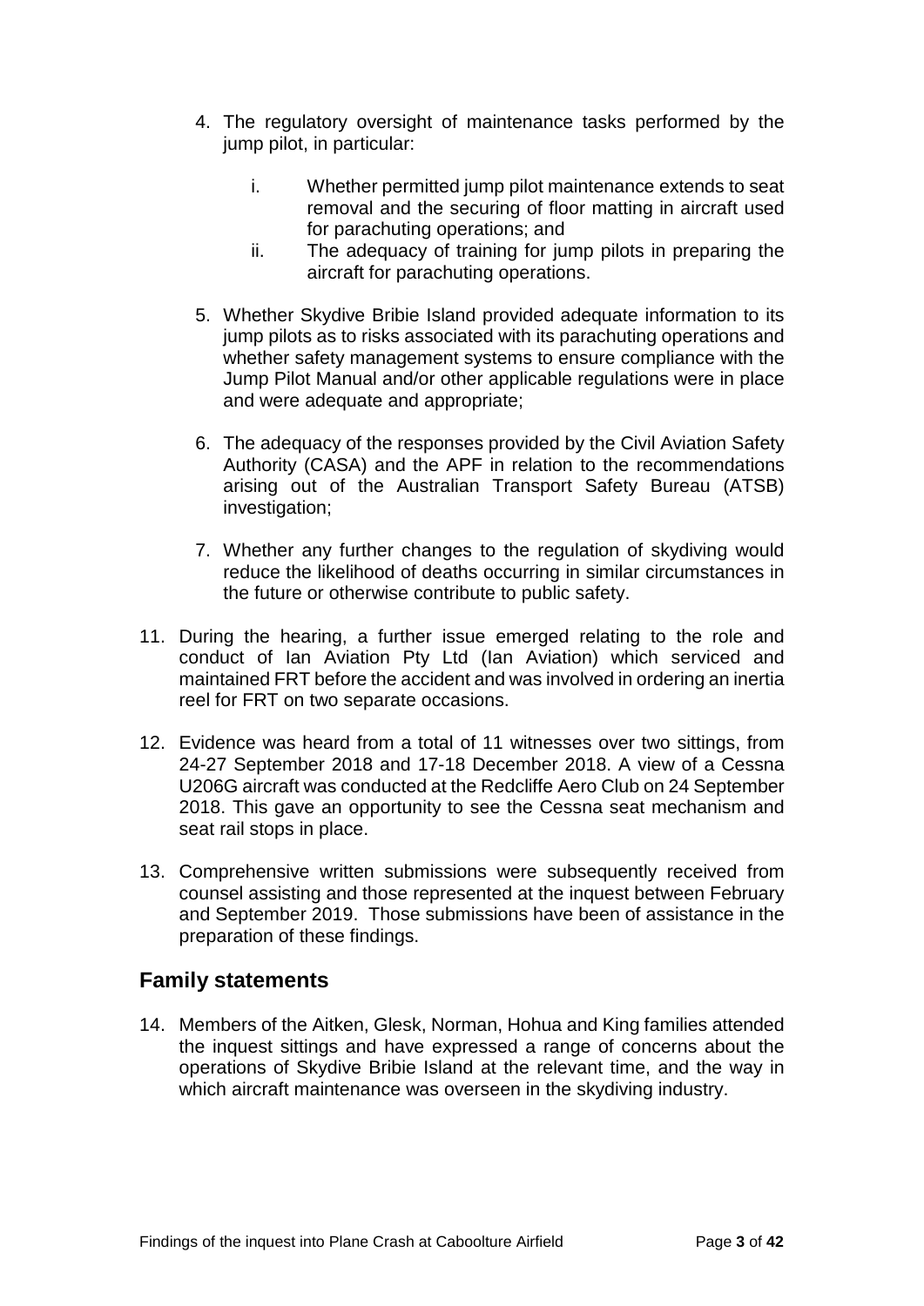4. The regulatory oversight of maintenance tasks performed by the jump pilot, in particular:

    i. Whether permitted jump pilot maintenance extends to seat removal and the securing of floor matting in aircraft used for parachuting operations; and

    ii. The adequacy of training for jump pilots in preparing the aircraft for parachuting operations.

5. Whether Skydive Bribie Island provided adequate information to its jump pilots as to risks associated with its parachuting operations and whether safety management systems to ensure compliance with the Jump Pilot Manual and/or other applicable regulations were in place and were adequate and appropriate;

6. The adequacy of the responses provided by the Civil Aviation Safety Authority (CASA) and the APF in relation to the recommendations arising out of the Australian Transport Safety Bureau (ATSB) investigation;

7. Whether any further changes to the regulation of skydiving would reduce the likelihood of deaths occurring in similar circumstances in the future or otherwise contribute to public safety.

11. During the hearing, a further issue emerged relating to the role and conduct of Ian Aviation Pty Ltd (Ian Aviation) which serviced and maintained FRT before the accident and was involved in ordering an inertia reel for FRT on two separate occasions.

12. Evidence was heard from a total of 11 witnesses over two sittings, from 24-27 September 2018 and 17-18 December 2018. A view of a Cessna U206G aircraft was conducted at the Redcliffe Aero Club on 24 September 2018. This gave an opportunity to see the Cessna seat mechanism and seat rail stops in place.

13. Comprehensive written submissions were subsequently received from counsel assisting and those represented at the inquest between February and September 2019. Those submissions have been of assistance in the preparation of these findings.

## Family statements

14. Members of the Aitken, Glesk, Norman, Hohua and King families attended the inquest sittings and have expressed a range of concerns about the operations of Skydive Bribie Island at the relevant time, and the way in which aircraft maintenance was overseen in the skydiving industry.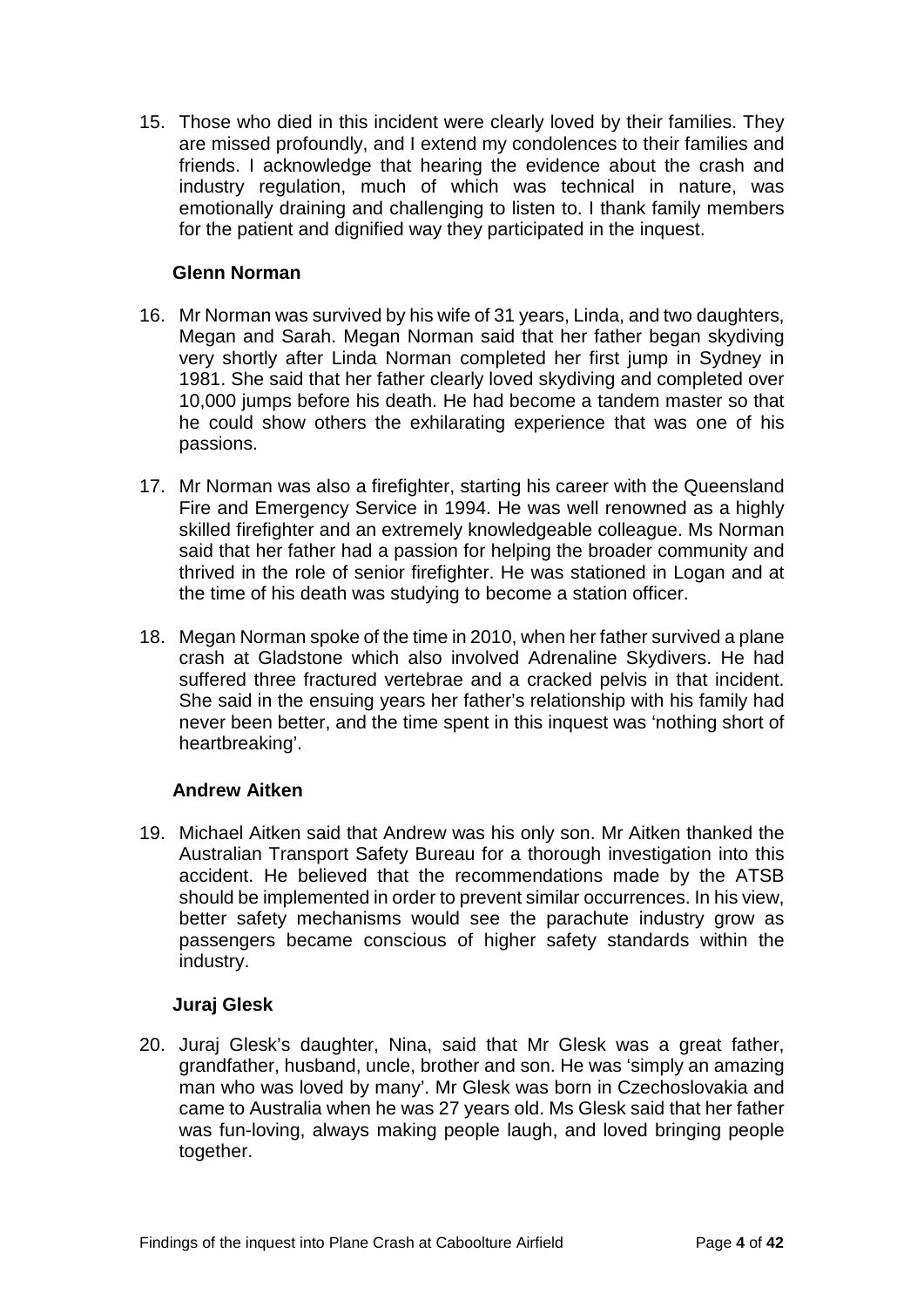15. Those who died in this incident were clearly loved by their families. They are missed profoundly, and I extend my condolences to their families and friends. I acknowledge that hearing the evidence about the crash and industry regulation, much of which was technical in nature, was emotionally draining and challenging to listen to. I thank family members for the patient and dignified way they participated in the inquest.

### Glenn Norman

16. Mr Norman was survived by his wife of 31 years, Linda, and two daughters, Megan and Sarah. Megan Norman said that her father began skydiving very shortly after Linda Norman completed her first jump in Sydney in 1981. She said that her father clearly loved skydiving and completed over 10,000 jumps before his death. He had become a tandem master so that he could show others the exhilarating experience that was one of his passions.

17. Mr Norman was also a firefighter, starting his career with the Queensland Fire and Emergency Service in 1994. He was well renowned as a highly skilled firefighter and an extremely knowledgeable colleague. Ms Norman said that her father had a passion for helping the broader community and thrived in the role of senior firefighter. He was stationed in Logan and at the time of his death was studying to become a station officer.

18. Megan Norman spoke of the time in 2010, when her father survived a plane crash at Gladstone which also involved Adrenaline Skydivers. He had suffered three fractured vertebrae and a cracked pelvis in that incident. She said in the ensuing years her father's relationship with his family had never been better, and the time spent in this inquest was 'nothing short of heartbreaking'.

### Andrew Aitken

19. Michael Aitken said that Andrew was his only son. Mr Aitken thanked the Australian Transport Safety Bureau for a thorough investigation into this accident. He believed that the recommendations made by the ATSB should be implemented in order to prevent similar occurrences. In his view, better safety mechanisms would see the parachute industry grow as passengers became conscious of higher safety standards within the industry.

### Juraj Glesk

20. Juraj Glesk's daughter, Nina, said that Mr Glesk was a great father, grandfather, husband, uncle, brother and son. He was 'simply an amazing man who was loved by many'. Mr Glesk was born in Czechoslovakia and came to Australia when he was 27 years old. Ms Glesk said that her father was fun-loving, always making people laugh, and loved bringing people together.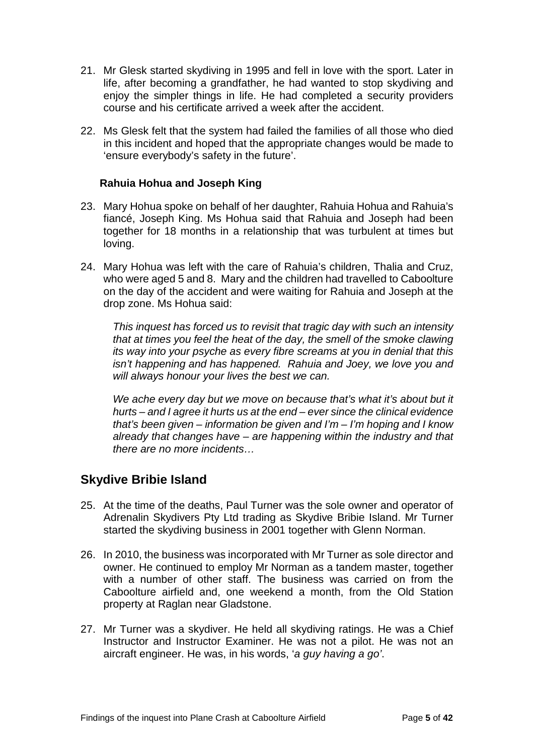21. Mr Glesk started skydiving in 1995 and fell in love with the sport. Later in life, after becoming a grandfather, he had wanted to stop skydiving and enjoy the simpler things in life. He had completed a security providers course and his certificate arrived a week after the accident.

22. Ms Glesk felt that the system had failed the families of all those who died in this incident and hoped that the appropriate changes would be made to 'ensure everybody's safety in the future'.

### Rahuia Hohua and Joseph King

23. Mary Hohua spoke on behalf of her daughter, Rahuia Hohua and Rahuia's fiancé, Joseph King. Ms Hohua said that Rahuia and Joseph had been together for 18 months in a relationship that was turbulent at times but loving.

24. Mary Hohua was left with the care of Rahuia's children, Thalia and Cruz, who were aged 5 and 8. Mary and the children had travelled to Caboolture on the day of the accident and were waiting for Rahuia and Joseph at the drop zone. Ms Hohua said:

    *This inquest has forced us to revisit that tragic day with such an intensity that at times you feel the heat of the day, the smell of the smoke clawing its way into your psyche as every fibre screams at you in denial that this isn't happening and has happened. Rahuia and Joey, we love you and will always honour your lives the best we can.*

    *We ache every day but we move on because that's what it's about but it hurts – and I agree it hurts us at the end – ever since the clinical evidence that's been given – information be given and I'm – I'm hoping and I know already that changes have – are happening within the industry and that there are no more incidents…*

## Skydive Bribie Island

25. At the time of the deaths, Paul Turner was the sole owner and operator of Adrenalin Skydivers Pty Ltd trading as Skydive Bribie Island. Mr Turner started the skydiving business in 2001 together with Glenn Norman.

26. In 2010, the business was incorporated with Mr Turner as sole director and owner. He continued to employ Mr Norman as a tandem master, together with a number of other staff. The business was carried on from the Caboolture airfield and, one weekend a month, from the Old Station property at Raglan near Gladstone.

27. Mr Turner was a skydiver. He held all skydiving ratings. He was a Chief Instructor and Instructor Examiner. He was not a pilot. He was not an aircraft engineer. He was, in his words, '*a guy having a go*'.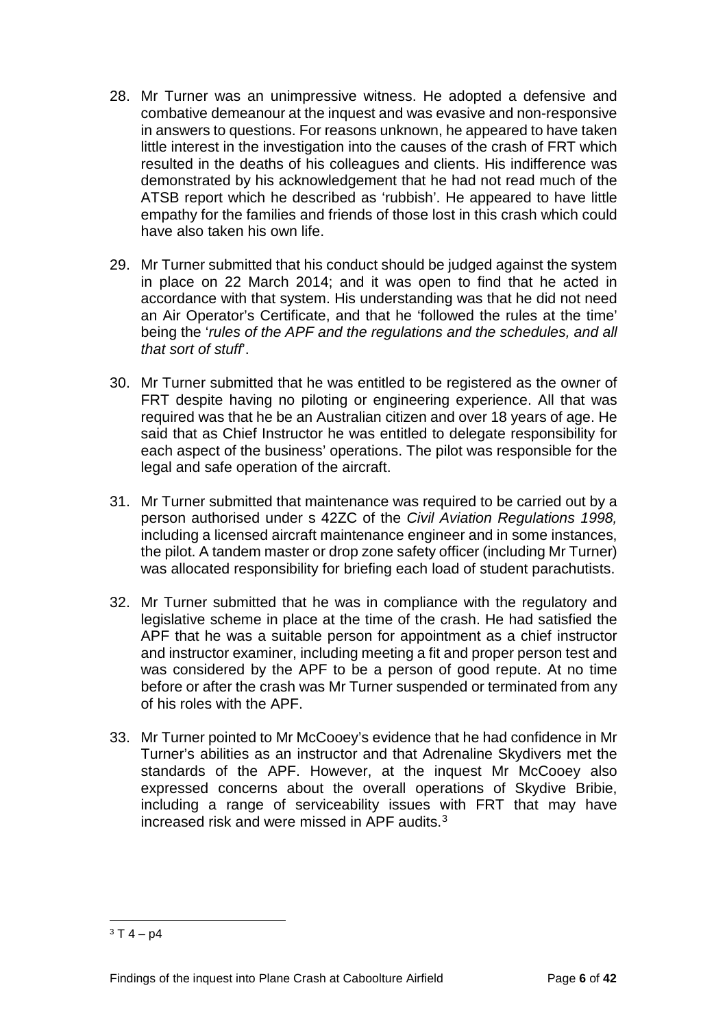28. Mr Turner was an unimpressive witness. He adopted a defensive and combative demeanour at the inquest and was evasive and non-responsive in answers to questions. For reasons unknown, he appeared to have taken little interest in the investigation into the causes of the crash of FRT which resulted in the deaths of his colleagues and clients. His indifference was demonstrated by his acknowledgement that he had not read much of the ATSB report which he described as 'rubbish'. He appeared to have little empathy for the families and friends of those lost in this crash which could have also taken his own life.

29. Mr Turner submitted that his conduct should be judged against the system in place on 22 March 2014; and it was open to find that he acted in accordance with that system. His understanding was that he did not need an Air Operator's Certificate, and that he 'followed the rules at the time' being the '*rules of the APF and the regulations and the schedules, and all that sort of stuff*'.

30. Mr Turner submitted that he was entitled to be registered as the owner of FRT despite having no piloting or engineering experience. All that was required was that he be an Australian citizen and over 18 years of age. He said that as Chief Instructor he was entitled to delegate responsibility for each aspect of the business' operations. The pilot was responsible for the legal and safe operation of the aircraft.

31. Mr Turner submitted that maintenance was required to be carried out by a person authorised under s 42ZC of the *Civil Aviation Regulations 1998,* including a licensed aircraft maintenance engineer and in some instances, the pilot. A tandem master or drop zone safety officer (including Mr Turner) was allocated responsibility for briefing each load of student parachutists.

32. Mr Turner submitted that he was in compliance with the regulatory and legislative scheme in place at the time of the crash. He had satisfied the APF that he was a suitable person for appointment as a chief instructor and instructor examiner, including meeting a fit and proper person test and was considered by the APF to be a person of good repute. At no time before or after the crash was Mr Turner suspended or terminated from any of his roles with the APF.

33. Mr Turner pointed to Mr McCooey's evidence that he had confidence in Mr Turner's abilities as an instructor and that Adrenaline Skydivers met the standards of the APF. However, at the inquest Mr McCooey also expressed concerns about the overall operations of Skydive Bribie, including a range of serviceability issues with FRT that may have increased risk and were missed in APF audits.[3]

[3] T 4 – p4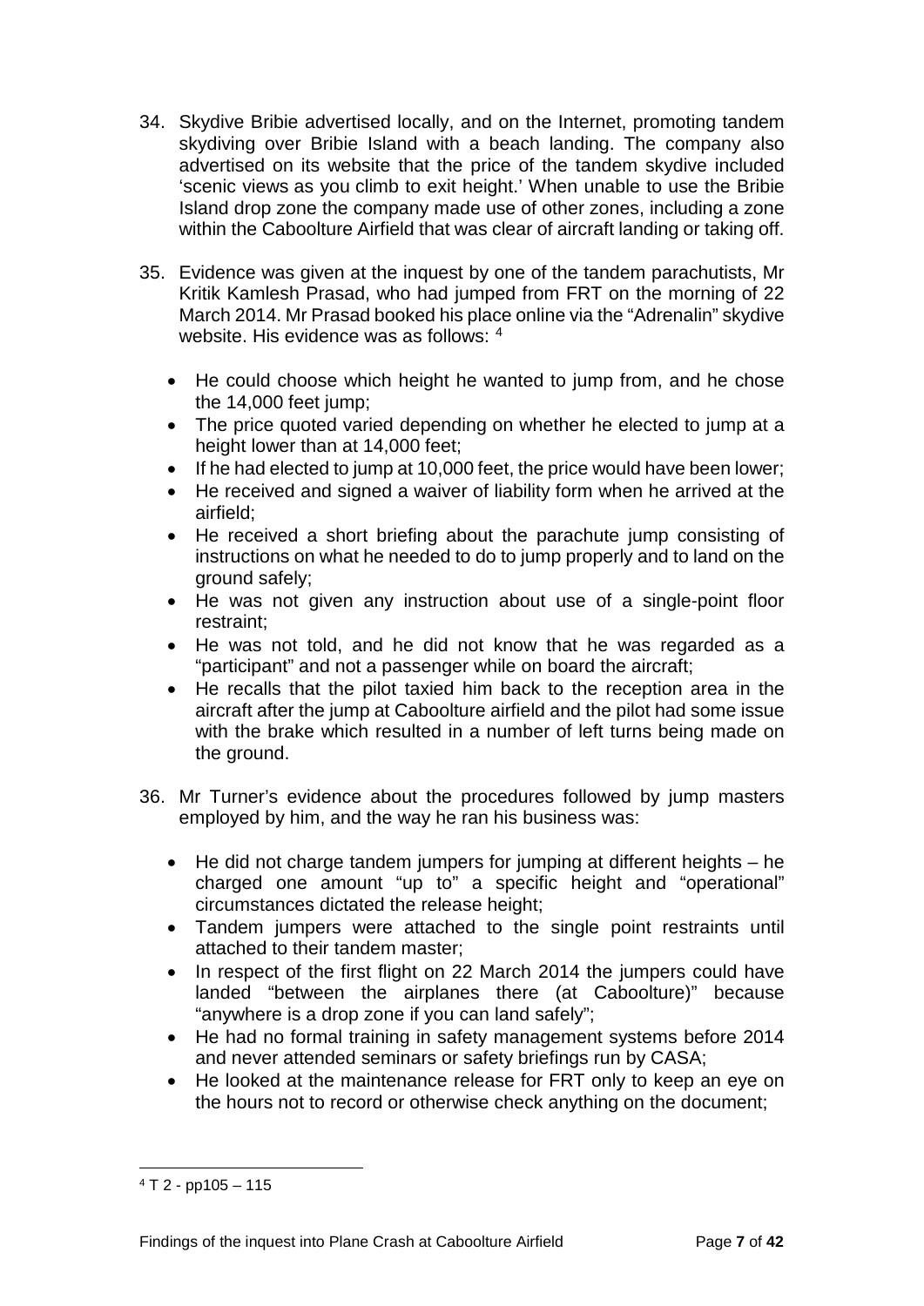34. Skydive Bribie advertised locally, and on the Internet, promoting tandem skydiving over Bribie Island with a beach landing. The company also advertised on its website that the price of the tandem skydive included 'scenic views as you climb to exit height.' When unable to use the Bribie Island drop zone the company made use of other zones, including a zone within the Caboolture Airfield that was clear of aircraft landing or taking off.

35. Evidence was given at the inquest by one of the tandem parachutists, Mr Kritik Kamlesh Prasad, who had jumped from FRT on the morning of 22 March 2014. Mr Prasad booked his place online via the "Adrenalin" skydive website. His evidence was as follows: [4]

    - He could choose which height he wanted to jump from, and he chose the 14,000 feet jump;
    - The price quoted varied depending on whether he elected to jump at a height lower than at 14,000 feet;
    - If he had elected to jump at 10,000 feet, the price would have been lower;
    - He received and signed a waiver of liability form when he arrived at the airfield;
    - He received a short briefing about the parachute jump consisting of instructions on what he needed to do to jump properly and to land on the ground safely;
    - He was not given any instruction about use of a single-point floor restraint;
    - He was not told, and he did not know that he was regarded as a "participant" and not a passenger while on board the aircraft;
    - He recalls that the pilot taxied him back to the reception area in the aircraft after the jump at Caboolture airfield and the pilot had some issue with the brake which resulted in a number of left turns being made on the ground.

36. Mr Turner's evidence about the procedures followed by jump masters employed by him, and the way he ran his business was:

    - He did not charge tandem jumpers for jumping at different heights – he charged one amount "up to" a specific height and "operational" circumstances dictated the release height;
    - Tandem jumpers were attached to the single point restraints until attached to their tandem master;
    - In respect of the first flight on 22 March 2014 the jumpers could have landed "between the airplanes there (at Caboolture)" because "anywhere is a drop zone if you can land safely";
    - He had no formal training in safety management systems before 2014 and never attended seminars or safety briefings run by CASA;
    - He looked at the maintenance release for FRT only to keep an eye on the hours not to record or otherwise check anything on the document;

---

[4] T 2 - pp105 – 115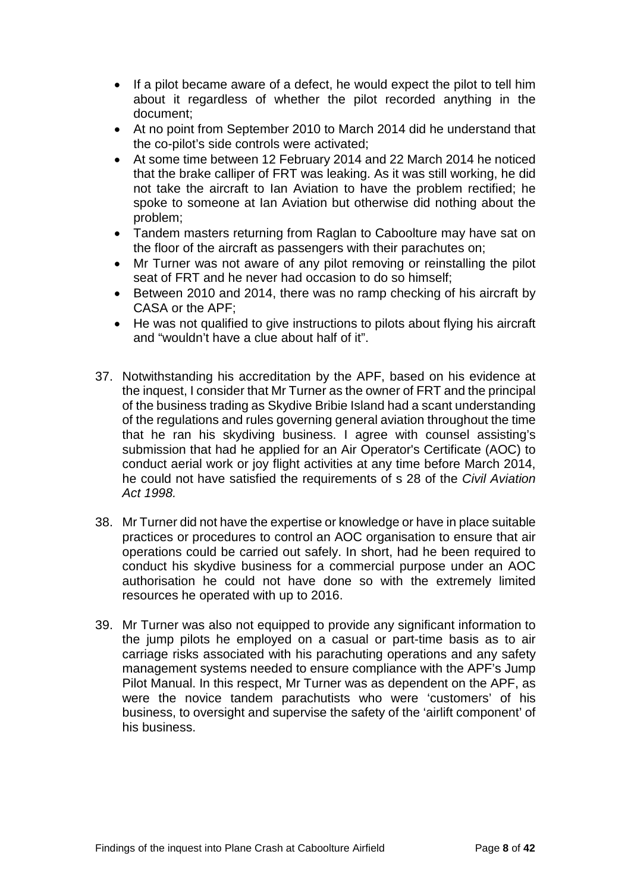- If a pilot became aware of a defect, he would expect the pilot to tell him about it regardless of whether the pilot recorded anything in the document;
- At no point from September 2010 to March 2014 did he understand that the co-pilot's side controls were activated;
- At some time between 12 February 2014 and 22 March 2014 he noticed that the brake calliper of FRT was leaking. As it was still working, he did not take the aircraft to Ian Aviation to have the problem rectified; he spoke to someone at Ian Aviation but otherwise did nothing about the problem;
- Tandem masters returning from Raglan to Caboolture may have sat on the floor of the aircraft as passengers with their parachutes on;
- Mr Turner was not aware of any pilot removing or reinstalling the pilot seat of FRT and he never had occasion to do so himself;
- Between 2010 and 2014, there was no ramp checking of his aircraft by CASA or the APF;
- He was not qualified to give instructions to pilots about flying his aircraft and "wouldn't have a clue about half of it".

37. Notwithstanding his accreditation by the APF, based on his evidence at the inquest, I consider that Mr Turner as the owner of FRT and the principal of the business trading as Skydive Bribie Island had a scant understanding of the regulations and rules governing general aviation throughout the time that he ran his skydiving business. I agree with counsel assisting's submission that had he applied for an Air Operator's Certificate (AOC) to conduct aerial work or joy flight activities at any time before March 2014, he could not have satisfied the requirements of s 28 of the *Civil Aviation Act 1998.*

38. Mr Turner did not have the expertise or knowledge or have in place suitable practices or procedures to control an AOC organisation to ensure that air operations could be carried out safely. In short, had he been required to conduct his skydive business for a commercial purpose under an AOC authorisation he could not have done so with the extremely limited resources he operated with up to 2016.

39. Mr Turner was also not equipped to provide any significant information to the jump pilots he employed on a casual or part-time basis as to air carriage risks associated with his parachuting operations and any safety management systems needed to ensure compliance with the APF's Jump Pilot Manual. In this respect, Mr Turner was as dependent on the APF, as were the novice tandem parachutists who were 'customers' of his business, to oversight and supervise the safety of the 'airlift component' of his business.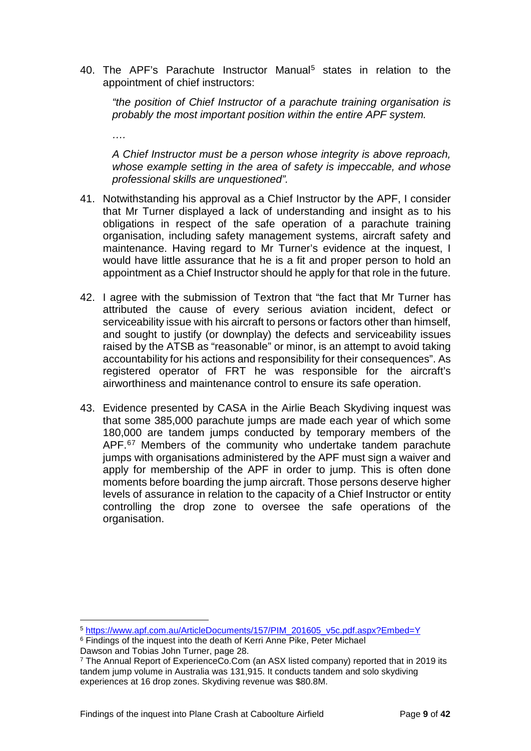40. The APF's Parachute Instructor Manual[5] states in relation to the appointment of chief instructors:

    *"the position of Chief Instructor of a parachute training organisation is probably the most important position within the entire APF system.*

    *….*

    *A Chief Instructor must be a person whose integrity is above reproach, whose example setting in the area of safety is impeccable, and whose professional skills are unquestioned".*

41. Notwithstanding his approval as a Chief Instructor by the APF, I consider that Mr Turner displayed a lack of understanding and insight as to his obligations in respect of the safe operation of a parachute training organisation, including safety management systems, aircraft safety and maintenance. Having regard to Mr Turner's evidence at the inquest, I would have little assurance that he is a fit and proper person to hold an appointment as a Chief Instructor should he apply for that role in the future.

42. I agree with the submission of Textron that "the fact that Mr Turner has attributed the cause of every serious aviation incident, defect or serviceability issue with his aircraft to persons or factors other than himself, and sought to justify (or downplay) the defects and serviceability issues raised by the ATSB as "reasonable" or minor, is an attempt to avoid taking accountability for his actions and responsibility for their consequences". As registered operator of FRT he was responsible for the aircraft's airworthiness and maintenance control to ensure its safe operation.

43. Evidence presented by CASA in the Airlie Beach Skydiving inquest was that some 385,000 parachute jumps are made each year of which some 180,000 are tandem jumps conducted by temporary members of the APF.[6][7] Members of the community who undertake tandem parachute jumps with organisations administered by the APF must sign a waiver and apply for membership of the APF in order to jump. This is often done moments before boarding the jump aircraft. Those persons deserve higher levels of assurance in relation to the capacity of a Chief Instructor or entity controlling the drop zone to oversee the safe operations of the organisation.

---

[5] https://www.apf.com.au/ArticleDocuments/157/PIM_201605_v5c.pdf.aspx?Embed=Y

[6] Findings of the inquest into the death of Kerri Anne Pike, Peter Michael Dawson and Tobias John Turner, page 28.

[7] The Annual Report of ExperienceCo.Com (an ASX listed company) reported that in 2019 its tandem jump volume in Australia was 131,915. It conducts tandem and solo skydiving experiences at 16 drop zones. Skydiving revenue was $80.8M.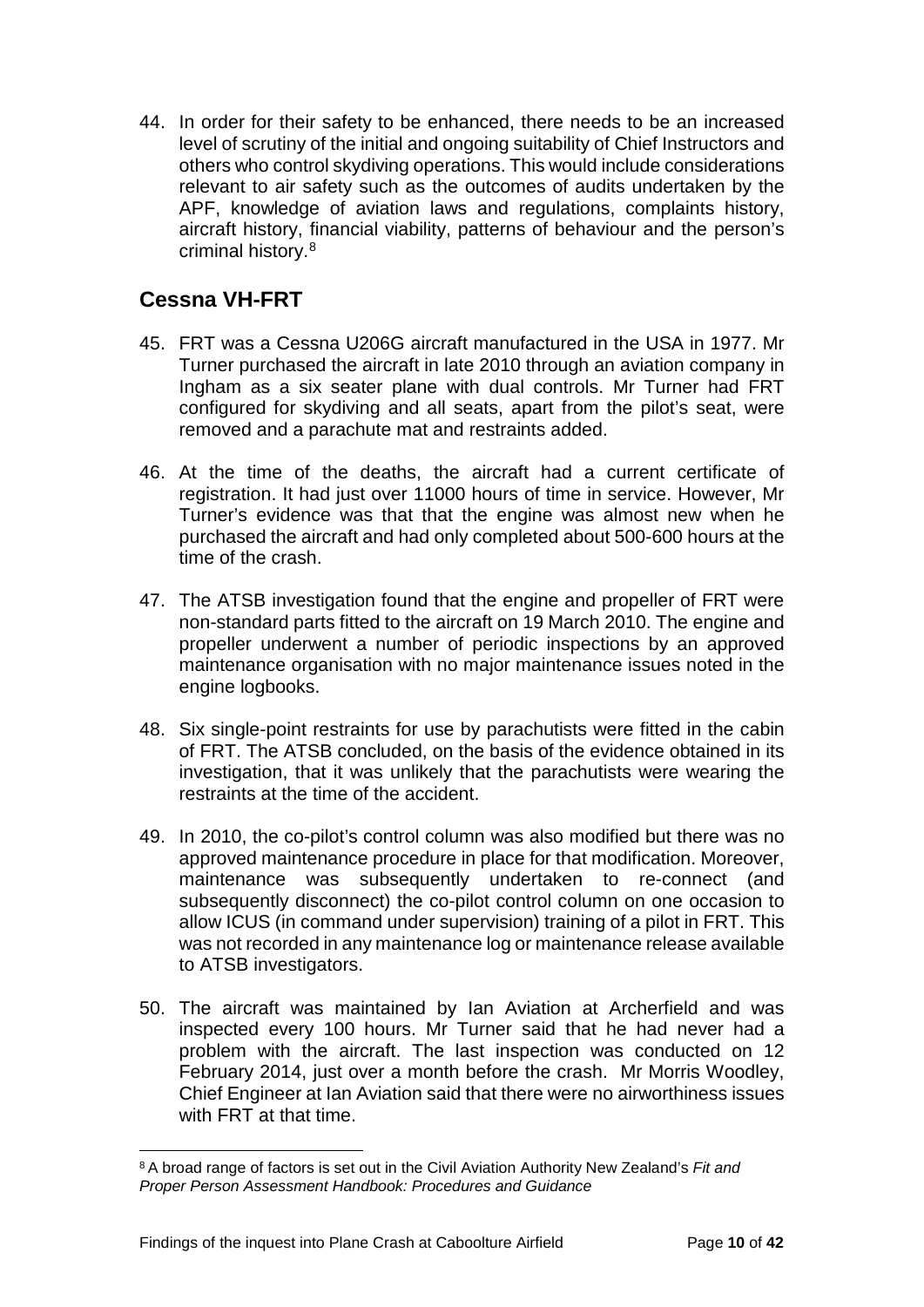44. In order for their safety to be enhanced, there needs to be an increased level of scrutiny of the initial and ongoing suitability of Chief Instructors and others who control skydiving operations. This would include considerations relevant to air safety such as the outcomes of audits undertaken by the APF, knowledge of aviation laws and regulations, complaints history, aircraft history, financial viability, patterns of behaviour and the person's criminal history.[8]

## Cessna VH-FRT

45. FRT was a Cessna U206G aircraft manufactured in the USA in 1977. Mr Turner purchased the aircraft in late 2010 through an aviation company in Ingham as a six seater plane with dual controls. Mr Turner had FRT configured for skydiving and all seats, apart from the pilot's seat, were removed and a parachute mat and restraints added.

46. At the time of the deaths, the aircraft had a current certificate of registration. It had just over 11000 hours of time in service. However, Mr Turner's evidence was that that the engine was almost new when he purchased the aircraft and had only completed about 500-600 hours at the time of the crash.

47. The ATSB investigation found that the engine and propeller of FRT were non-standard parts fitted to the aircraft on 19 March 2010. The engine and propeller underwent a number of periodic inspections by an approved maintenance organisation with no major maintenance issues noted in the engine logbooks.

48. Six single-point restraints for use by parachutists were fitted in the cabin of FRT. The ATSB concluded, on the basis of the evidence obtained in its investigation, that it was unlikely that the parachutists were wearing the restraints at the time of the accident.

49. In 2010, the co-pilot's control column was also modified but there was no approved maintenance procedure in place for that modification. Moreover, maintenance was subsequently undertaken to re-connect (and subsequently disconnect) the co-pilot control column on one occasion to allow ICUS (in command under supervision) training of a pilot in FRT. This was not recorded in any maintenance log or maintenance release available to ATSB investigators.

50. The aircraft was maintained by Ian Aviation at Archerfield and was inspected every 100 hours. Mr Turner said that he had never had a problem with the aircraft. The last inspection was conducted on 12 February 2014, just over a month before the crash. Mr Morris Woodley, Chief Engineer at Ian Aviation said that there were no airworthiness issues with FRT at that time.

---

[8] A broad range of factors is set out in the Civil Aviation Authority New Zealand's *Fit and Proper Person Assessment Handbook: Procedures and Guidance*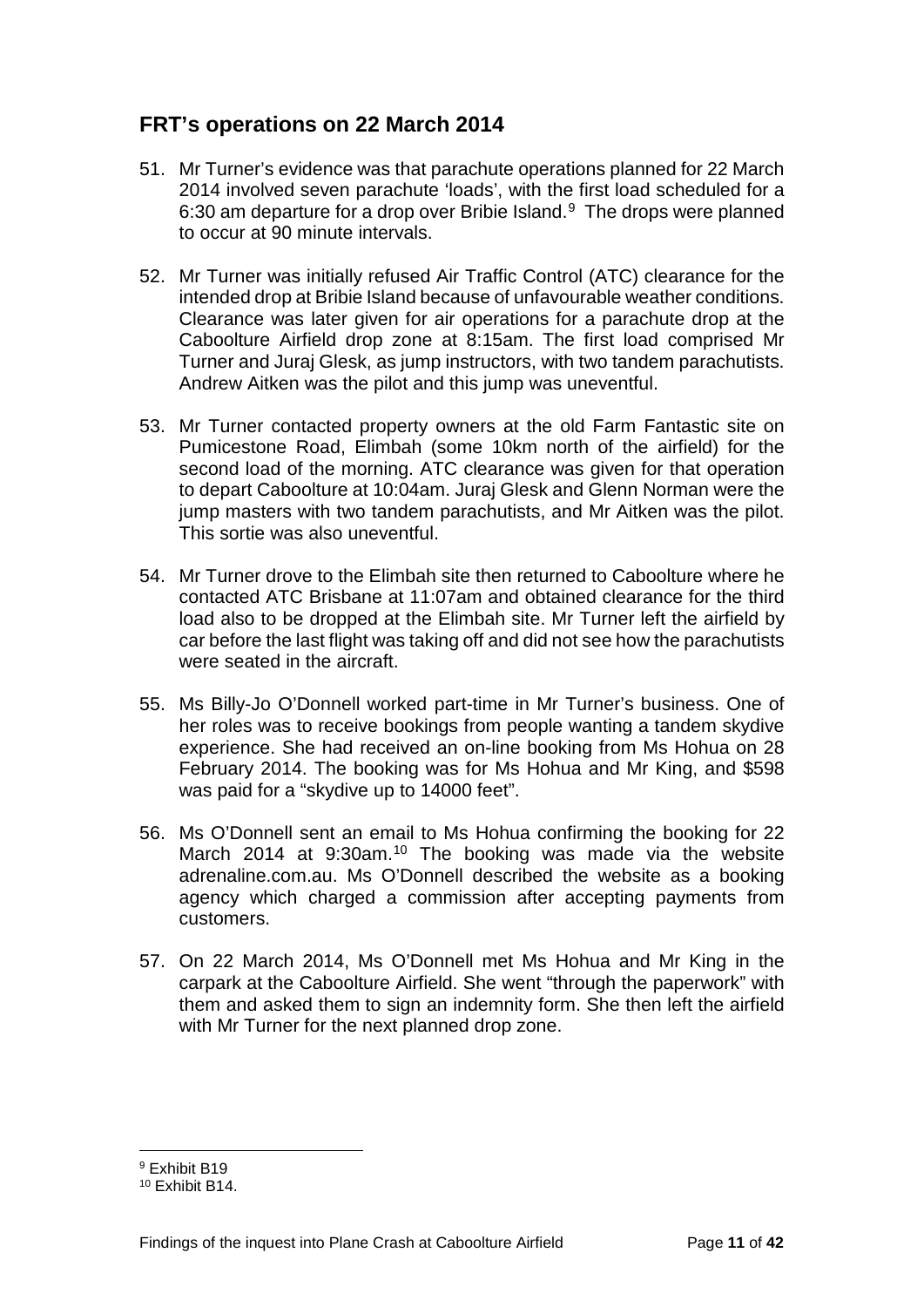## FRT's operations on 22 March 2014

51. Mr Turner's evidence was that parachute operations planned for 22 March 2014 involved seven parachute 'loads', with the first load scheduled for a 6:30 am departure for a drop over Bribie Island.[9] The drops were planned to occur at 90 minute intervals.

52. Mr Turner was initially refused Air Traffic Control (ATC) clearance for the intended drop at Bribie Island because of unfavourable weather conditions. Clearance was later given for air operations for a parachute drop at the Caboolture Airfield drop zone at 8:15am. The first load comprised Mr Turner and Juraj Glesk, as jump instructors, with two tandem parachutists. Andrew Aitken was the pilot and this jump was uneventful.

53. Mr Turner contacted property owners at the old Farm Fantastic site on Pumicestone Road, Elimbah (some 10km north of the airfield) for the second load of the morning. ATC clearance was given for that operation to depart Caboolture at 10:04am. Juraj Glesk and Glenn Norman were the jump masters with two tandem parachutists, and Mr Aitken was the pilot. This sortie was also uneventful.

54. Mr Turner drove to the Elimbah site then returned to Caboolture where he contacted ATC Brisbane at 11:07am and obtained clearance for the third load also to be dropped at the Elimbah site. Mr Turner left the airfield by car before the last flight was taking off and did not see how the parachutists were seated in the aircraft.

55. Ms Billy-Jo O'Donnell worked part-time in Mr Turner's business. One of her roles was to receive bookings from people wanting a tandem skydive experience. She had received an on-line booking from Ms Hohua on 28 February 2014. The booking was for Ms Hohua and Mr King, and $598 was paid for a "skydive up to 14000 feet".

56. Ms O'Donnell sent an email to Ms Hohua confirming the booking for 22 March 2014 at 9:30am.[10] The booking was made via the website adrenaline.com.au. Ms O'Donnell described the website as a booking agency which charged a commission after accepting payments from customers.

57. On 22 March 2014, Ms O'Donnell met Ms Hohua and Mr King in the carpark at the Caboolture Airfield. She went "through the paperwork" with them and asked them to sign an indemnity form. She then left the airfield with Mr Turner for the next planned drop zone.

---

[9] Exhibit B19

[10] Exhibit B14.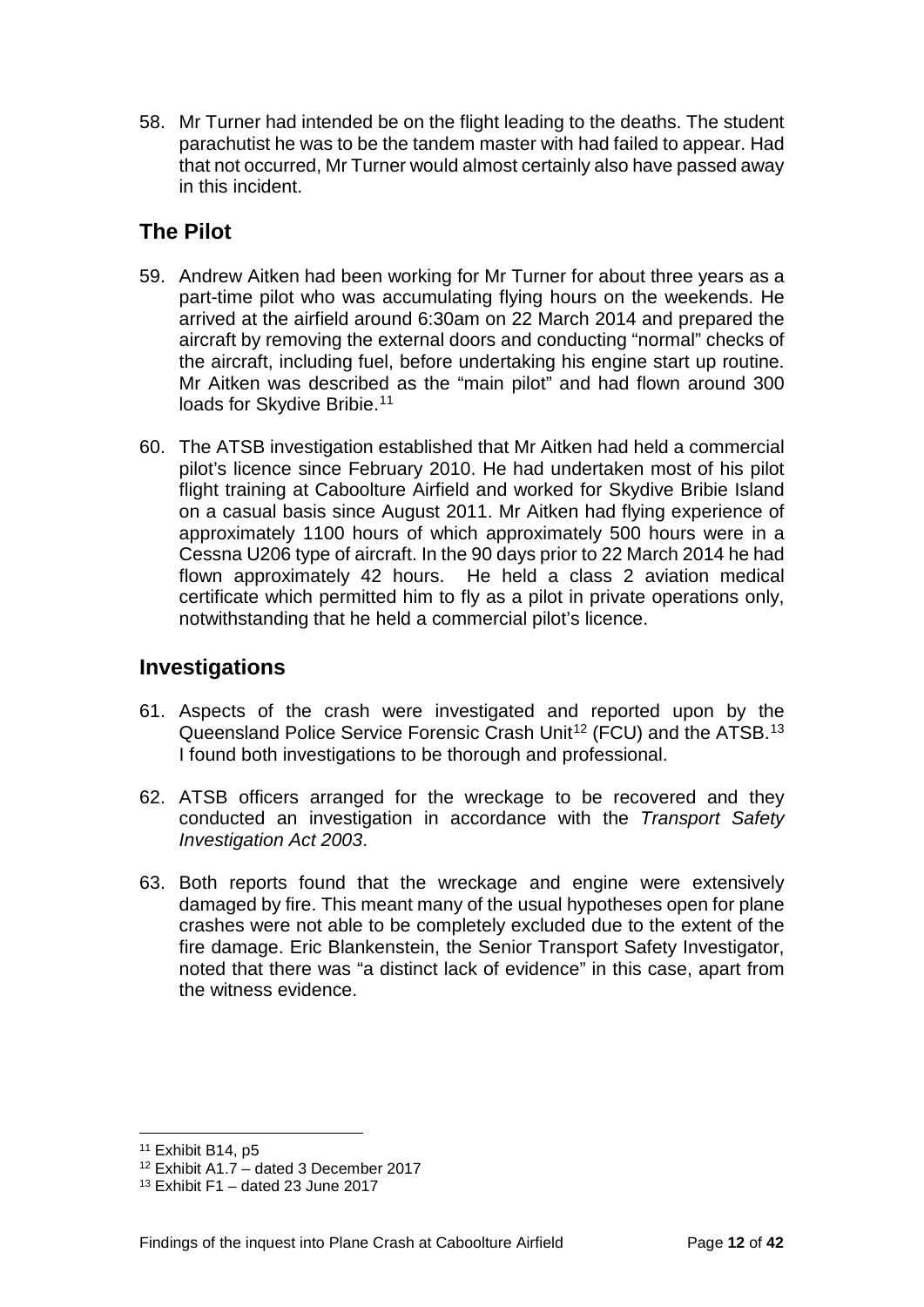58. Mr Turner had intended be on the flight leading to the deaths. The student parachutist he was to be the tandem master with had failed to appear. Had that not occurred, Mr Turner would almost certainly also have passed away in this incident.

## The Pilot

59. Andrew Aitken had been working for Mr Turner for about three years as a part-time pilot who was accumulating flying hours on the weekends. He arrived at the airfield around 6:30am on 22 March 2014 and prepared the aircraft by removing the external doors and conducting "normal" checks of the aircraft, including fuel, before undertaking his engine start up routine. Mr Aitken was described as the "main pilot" and had flown around 300 loads for Skydive Bribie.[11]

60. The ATSB investigation established that Mr Aitken had held a commercial pilot's licence since February 2010. He had undertaken most of his pilot flight training at Caboolture Airfield and worked for Skydive Bribie Island on a casual basis since August 2011. Mr Aitken had flying experience of approximately 1100 hours of which approximately 500 hours were in a Cessna U206 type of aircraft. In the 90 days prior to 22 March 2014 he had flown approximately 42 hours. He held a class 2 aviation medical certificate which permitted him to fly as a pilot in private operations only, notwithstanding that he held a commercial pilot's licence.

## Investigations

61. Aspects of the crash were investigated and reported upon by the Queensland Police Service Forensic Crash Unit[12] (FCU) and the ATSB.[13] I found both investigations to be thorough and professional.

62. ATSB officers arranged for the wreckage to be recovered and they conducted an investigation in accordance with the *Transport Safety Investigation Act 2003*.

63. Both reports found that the wreckage and engine were extensively damaged by fire. This meant many of the usual hypotheses open for plane crashes were not able to be completely excluded due to the extent of the fire damage. Eric Blankenstein, the Senior Transport Safety Investigator, noted that there was "a distinct lack of evidence" in this case, apart from the witness evidence.

[11] Exhibit B14, p5

[12] Exhibit A1.7 – dated 3 December 2017

[13] Exhibit F1 – dated 23 June 2017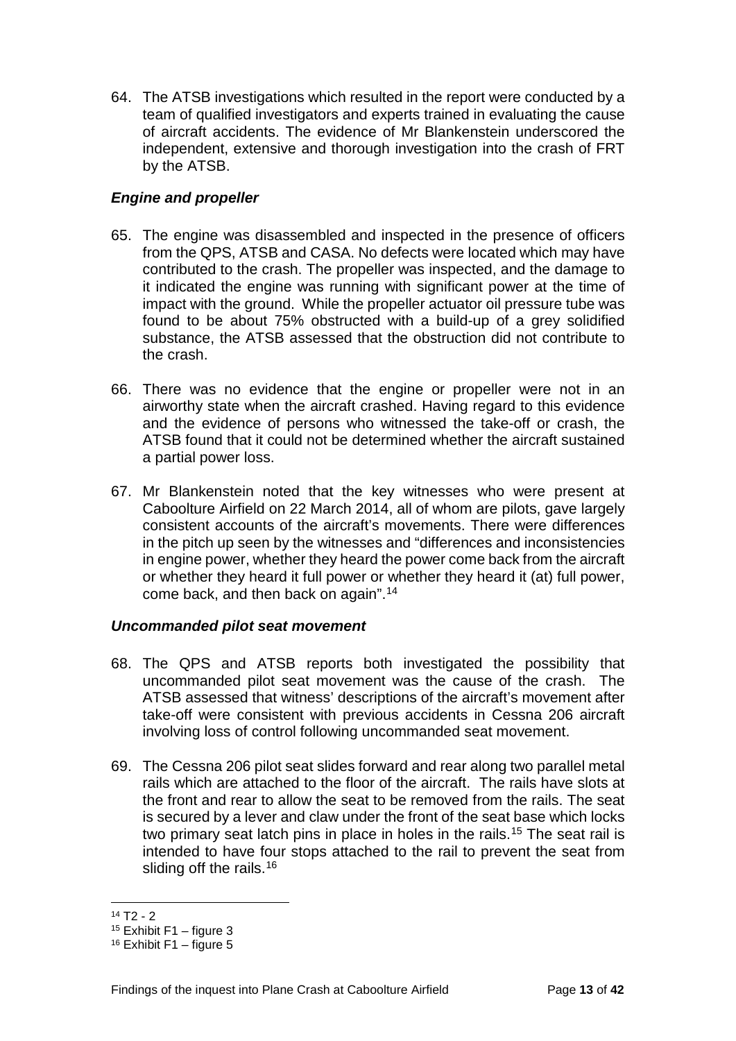64. The ATSB investigations which resulted in the report were conducted by a team of qualified investigators and experts trained in evaluating the cause of aircraft accidents. The evidence of Mr Blankenstein underscored the independent, extensive and thorough investigation into the crash of FRT by the ATSB.

### *Engine and propeller*

65. The engine was disassembled and inspected in the presence of officers from the QPS, ATSB and CASA. No defects were located which may have contributed to the crash. The propeller was inspected, and the damage to it indicated the engine was running with significant power at the time of impact with the ground. While the propeller actuator oil pressure tube was found to be about 75% obstructed with a build-up of a grey solidified substance, the ATSB assessed that the obstruction did not contribute to the crash.

66. There was no evidence that the engine or propeller were not in an airworthy state when the aircraft crashed. Having regard to this evidence and the evidence of persons who witnessed the take-off or crash, the ATSB found that it could not be determined whether the aircraft sustained a partial power loss.

67. Mr Blankenstein noted that the key witnesses who were present at Caboolture Airfield on 22 March 2014, all of whom are pilots, gave largely consistent accounts of the aircraft's movements. There were differences in the pitch up seen by the witnesses and "differences and inconsistencies in engine power, whether they heard the power come back from the aircraft or whether they heard it full power or whether they heard it (at) full power, come back, and then back on again".[14]

### *Uncommanded pilot seat movement*

68. The QPS and ATSB reports both investigated the possibility that uncommanded pilot seat movement was the cause of the crash. The ATSB assessed that witness' descriptions of the aircraft's movement after take-off were consistent with previous accidents in Cessna 206 aircraft involving loss of control following uncommanded seat movement.

69. The Cessna 206 pilot seat slides forward and rear along two parallel metal rails which are attached to the floor of the aircraft. The rails have slots at the front and rear to allow the seat to be removed from the rails. The seat is secured by a lever and claw under the front of the seat base which locks two primary seat latch pins in place in holes in the rails.[15] The seat rail is intended to have four stops attached to the rail to prevent the seat from sliding off the rails.[16]

---

[14] T2 - 2

[15] Exhibit F1 – figure 3

[16] Exhibit F1 – figure 5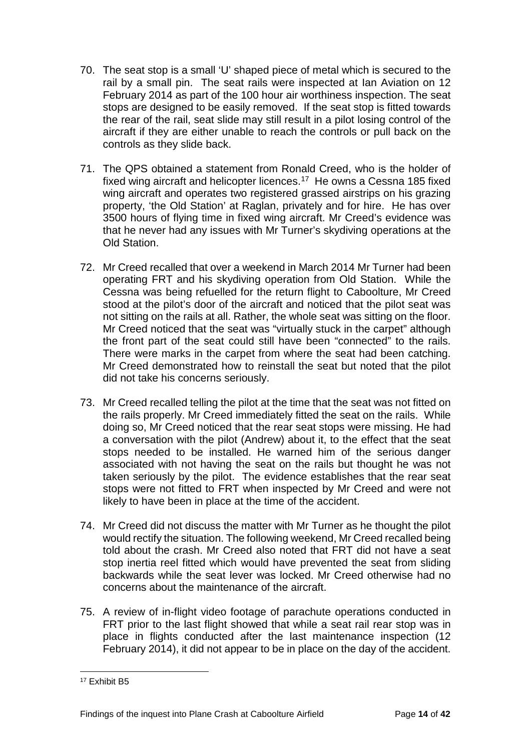70. The seat stop is a small 'U' shaped piece of metal which is secured to the rail by a small pin. The seat rails were inspected at Ian Aviation on 12 February 2014 as part of the 100 hour air worthiness inspection. The seat stops are designed to be easily removed. If the seat stop is fitted towards the rear of the rail, seat slide may still result in a pilot losing control of the aircraft if they are either unable to reach the controls or pull back on the controls as they slide back.

71. The QPS obtained a statement from Ronald Creed, who is the holder of fixed wing aircraft and helicopter licences.[17] He owns a Cessna 185 fixed wing aircraft and operates two registered grassed airstrips on his grazing property, 'the Old Station' at Raglan, privately and for hire. He has over 3500 hours of flying time in fixed wing aircraft. Mr Creed's evidence was that he never had any issues with Mr Turner's skydiving operations at the Old Station.

72. Mr Creed recalled that over a weekend in March 2014 Mr Turner had been operating FRT and his skydiving operation from Old Station. While the Cessna was being refuelled for the return flight to Caboolture, Mr Creed stood at the pilot's door of the aircraft and noticed that the pilot seat was not sitting on the rails at all. Rather, the whole seat was sitting on the floor. Mr Creed noticed that the seat was "virtually stuck in the carpet" although the front part of the seat could still have been "connected" to the rails. There were marks in the carpet from where the seat had been catching. Mr Creed demonstrated how to reinstall the seat but noted that the pilot did not take his concerns seriously.

73. Mr Creed recalled telling the pilot at the time that the seat was not fitted on the rails properly. Mr Creed immediately fitted the seat on the rails. While doing so, Mr Creed noticed that the rear seat stops were missing. He had a conversation with the pilot (Andrew) about it, to the effect that the seat stops needed to be installed. He warned him of the serious danger associated with not having the seat on the rails but thought he was not taken seriously by the pilot. The evidence establishes that the rear seat stops were not fitted to FRT when inspected by Mr Creed and were not likely to have been in place at the time of the accident.

74. Mr Creed did not discuss the matter with Mr Turner as he thought the pilot would rectify the situation. The following weekend, Mr Creed recalled being told about the crash. Mr Creed also noted that FRT did not have a seat stop inertia reel fitted which would have prevented the seat from sliding backwards while the seat lever was locked. Mr Creed otherwise had no concerns about the maintenance of the aircraft.

75. A review of in-flight video footage of parachute operations conducted in FRT prior to the last flight showed that while a seat rail rear stop was in place in flights conducted after the last maintenance inspection (12 February 2014), it did not appear to be in place on the day of the accident.

[17] Exhibit B5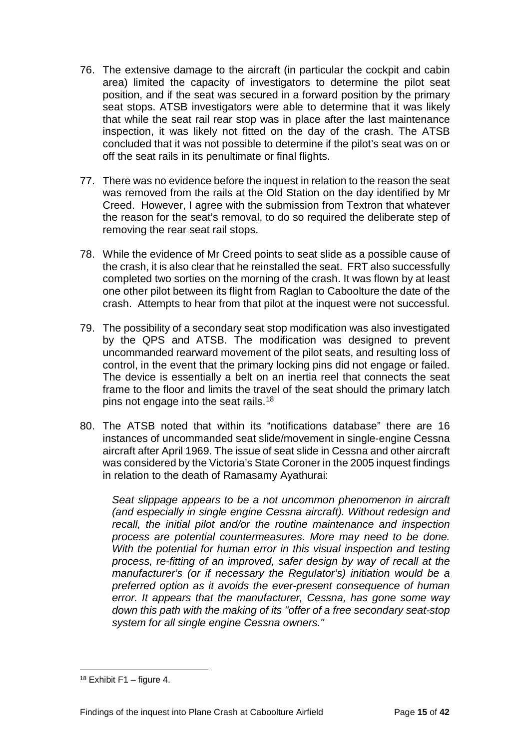76. The extensive damage to the aircraft (in particular the cockpit and cabin area) limited the capacity of investigators to determine the pilot seat position, and if the seat was secured in a forward position by the primary seat stops. ATSB investigators were able to determine that it was likely that while the seat rail rear stop was in place after the last maintenance inspection, it was likely not fitted on the day of the crash. The ATSB concluded that it was not possible to determine if the pilot's seat was on or off the seat rails in its penultimate or final flights.

77. There was no evidence before the inquest in relation to the reason the seat was removed from the rails at the Old Station on the day identified by Mr Creed. However, I agree with the submission from Textron that whatever the reason for the seat's removal, to do so required the deliberate step of removing the rear seat rail stops.

78. While the evidence of Mr Creed points to seat slide as a possible cause of the crash, it is also clear that he reinstalled the seat. FRT also successfully completed two sorties on the morning of the crash. It was flown by at least one other pilot between its flight from Raglan to Caboolture the date of the crash. Attempts to hear from that pilot at the inquest were not successful.

79. The possibility of a secondary seat stop modification was also investigated by the QPS and ATSB. The modification was designed to prevent uncommanded rearward movement of the pilot seats, and resulting loss of control, in the event that the primary locking pins did not engage or failed. The device is essentially a belt on an inertia reel that connects the seat frame to the floor and limits the travel of the seat should the primary latch pins not engage into the seat rails.[18]

80. The ATSB noted that within its "notifications database" there are 16 instances of uncommanded seat slide/movement in single-engine Cessna aircraft after April 1969. The issue of seat slide in Cessna and other aircraft was considered by the Victoria's State Coroner in the 2005 inquest findings in relation to the death of Ramasamy Ayathurai:

> *Seat slippage appears to be a not uncommon phenomenon in aircraft (and especially in single engine Cessna aircraft). Without redesign and recall, the initial pilot and/or the routine maintenance and inspection process are potential countermeasures. More may need to be done. With the potential for human error in this visual inspection and testing process, re-fitting of an improved, safer design by way of recall at the manufacturer's (or if necessary the Regulator's) initiation would be a preferred option as it avoids the ever-present consequence of human error. It appears that the manufacturer, Cessna, has gone some way down this path with the making of its "offer of a free secondary seat-stop system for all single engine Cessna owners."*

---

[18] Exhibit F1 – figure 4.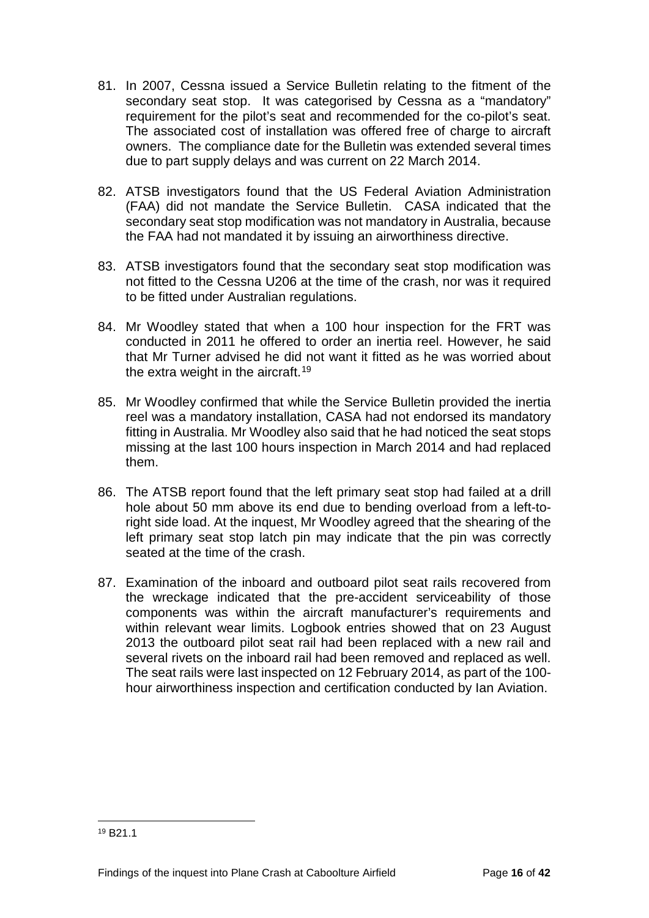81. In 2007, Cessna issued a Service Bulletin relating to the fitment of the secondary seat stop. It was categorised by Cessna as a "mandatory" requirement for the pilot's seat and recommended for the co-pilot's seat. The associated cost of installation was offered free of charge to aircraft owners. The compliance date for the Bulletin was extended several times due to part supply delays and was current on 22 March 2014.

82. ATSB investigators found that the US Federal Aviation Administration (FAA) did not mandate the Service Bulletin. CASA indicated that the secondary seat stop modification was not mandatory in Australia, because the FAA had not mandated it by issuing an airworthiness directive.

83. ATSB investigators found that the secondary seat stop modification was not fitted to the Cessna U206 at the time of the crash, nor was it required to be fitted under Australian regulations.

84. Mr Woodley stated that when a 100 hour inspection for the FRT was conducted in 2011 he offered to order an inertia reel. However, he said that Mr Turner advised he did not want it fitted as he was worried about the extra weight in the aircraft.[19]

85. Mr Woodley confirmed that while the Service Bulletin provided the inertia reel was a mandatory installation, CASA had not endorsed its mandatory fitting in Australia. Mr Woodley also said that he had noticed the seat stops missing at the last 100 hours inspection in March 2014 and had replaced them.

86. The ATSB report found that the left primary seat stop had failed at a drill hole about 50 mm above its end due to bending overload from a left-to-right side load. At the inquest, Mr Woodley agreed that the shearing of the left primary seat stop latch pin may indicate that the pin was correctly seated at the time of the crash.

87. Examination of the inboard and outboard pilot seat rails recovered from the wreckage indicated that the pre-accident serviceability of those components was within the aircraft manufacturer's requirements and within relevant wear limits. Logbook entries showed that on 23 August 2013 the outboard pilot seat rail had been replaced with a new rail and several rivets on the inboard rail had been removed and replaced as well. The seat rails were last inspected on 12 February 2014, as part of the 100-hour airworthiness inspection and certification conducted by Ian Aviation.

[19] B21.1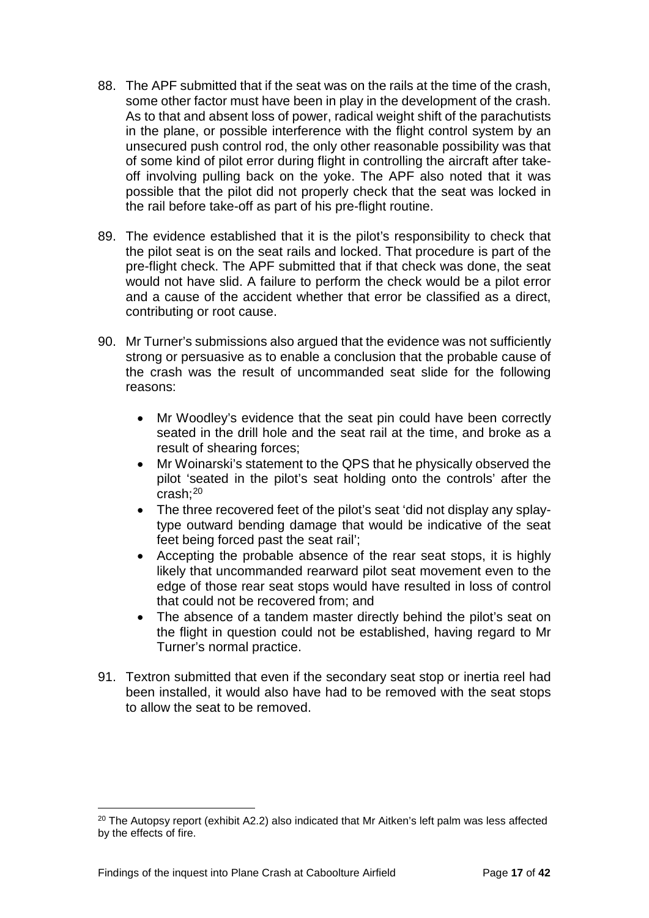88. The APF submitted that if the seat was on the rails at the time of the crash, some other factor must have been in play in the development of the crash. As to that and absent loss of power, radical weight shift of the parachutists in the plane, or possible interference with the flight control system by an unsecured push control rod, the only other reasonable possibility was that of some kind of pilot error during flight in controlling the aircraft after take-off involving pulling back on the yoke. The APF also noted that it was possible that the pilot did not properly check that the seat was locked in the rail before take-off as part of his pre-flight routine.

89. The evidence established that it is the pilot's responsibility to check that the pilot seat is on the seat rails and locked. That procedure is part of the pre-flight check. The APF submitted that if that check was done, the seat would not have slid. A failure to perform the check would be a pilot error and a cause of the accident whether that error be classified as a direct, contributing or root cause.

90. Mr Turner's submissions also argued that the evidence was not sufficiently strong or persuasive as to enable a conclusion that the probable cause of the crash was the result of uncommanded seat slide for the following reasons:

    - Mr Woodley's evidence that the seat pin could have been correctly seated in the drill hole and the seat rail at the time, and broke as a result of shearing forces;
    - Mr Woinarski's statement to the QPS that he physically observed the pilot 'seated in the pilot's seat holding onto the controls' after the crash;[20]
    - The three recovered feet of the pilot's seat 'did not display any splay-type outward bending damage that would be indicative of the seat feet being forced past the seat rail';
    - Accepting the probable absence of the rear seat stops, it is highly likely that uncommanded rearward pilot seat movement even to the edge of those rear seat stops would have resulted in loss of control that could not be recovered from; and
    - The absence of a tandem master directly behind the pilot's seat on the flight in question could not be established, having regard to Mr Turner's normal practice.

91. Textron submitted that even if the secondary seat stop or inertia reel had been installed, it would also have had to be removed with the seat stops to allow the seat to be removed.

[20] The Autopsy report (exhibit A2.2) also indicated that Mr Aitken's left palm was less affected by the effects of fire.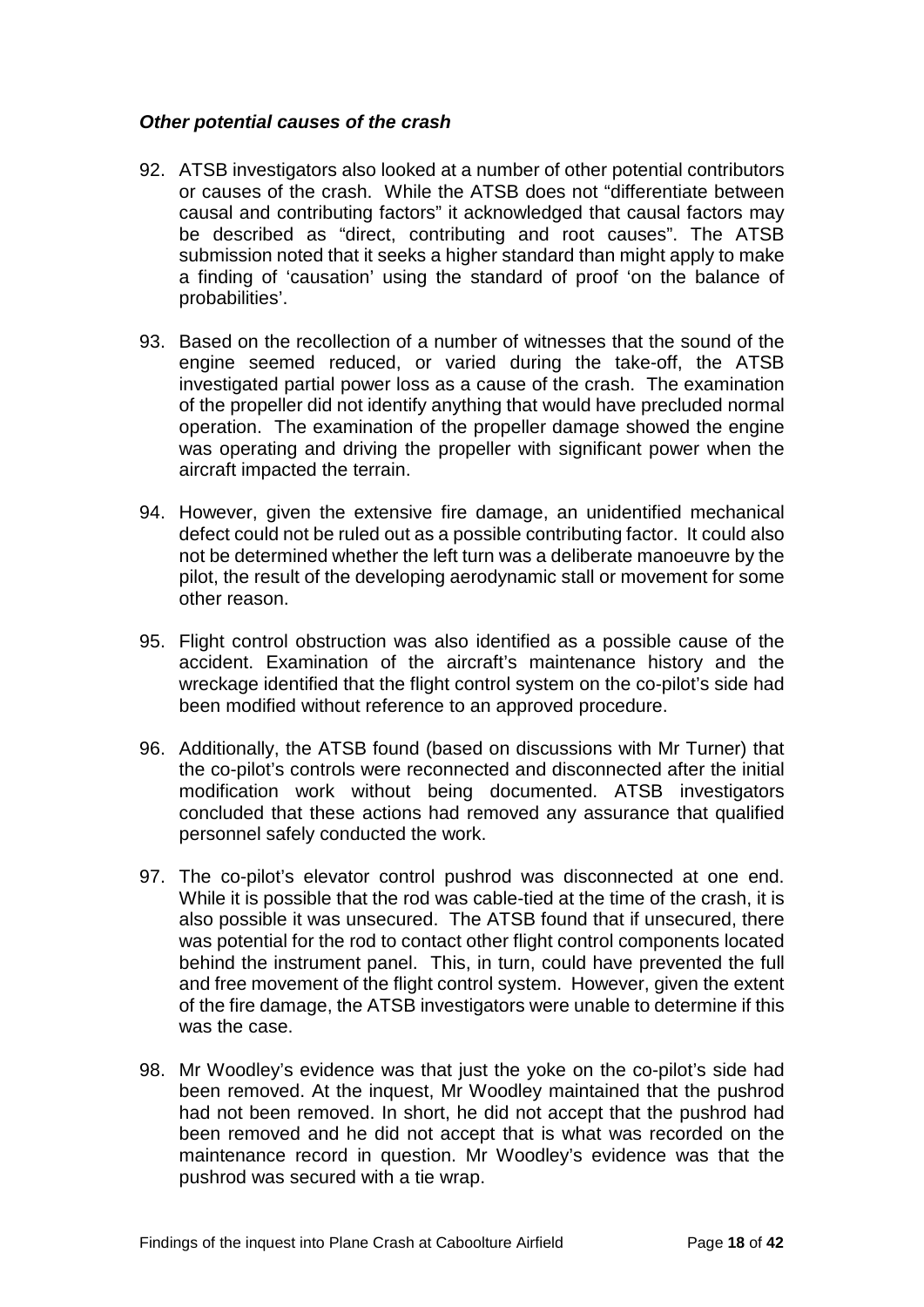### *Other potential causes of the crash*

92. ATSB investigators also looked at a number of other potential contributors or causes of the crash. While the ATSB does not "differentiate between causal and contributing factors" it acknowledged that causal factors may be described as "direct, contributing and root causes". The ATSB submission noted that it seeks a higher standard than might apply to make a finding of 'causation' using the standard of proof 'on the balance of probabilities'.

93. Based on the recollection of a number of witnesses that the sound of the engine seemed reduced, or varied during the take-off, the ATSB investigated partial power loss as a cause of the crash. The examination of the propeller did not identify anything that would have precluded normal operation. The examination of the propeller damage showed the engine was operating and driving the propeller with significant power when the aircraft impacted the terrain.

94. However, given the extensive fire damage, an unidentified mechanical defect could not be ruled out as a possible contributing factor. It could also not be determined whether the left turn was a deliberate manoeuvre by the pilot, the result of the developing aerodynamic stall or movement for some other reason.

95. Flight control obstruction was also identified as a possible cause of the accident. Examination of the aircraft's maintenance history and the wreckage identified that the flight control system on the co-pilot's side had been modified without reference to an approved procedure.

96. Additionally, the ATSB found (based on discussions with Mr Turner) that the co-pilot's controls were reconnected and disconnected after the initial modification work without being documented. ATSB investigators concluded that these actions had removed any assurance that qualified personnel safely conducted the work.

97. The co-pilot's elevator control pushrod was disconnected at one end. While it is possible that the rod was cable-tied at the time of the crash, it is also possible it was unsecured. The ATSB found that if unsecured, there was potential for the rod to contact other flight control components located behind the instrument panel. This, in turn, could have prevented the full and free movement of the flight control system. However, given the extent of the fire damage, the ATSB investigators were unable to determine if this was the case.

98. Mr Woodley's evidence was that just the yoke on the co-pilot's side had been removed. At the inquest, Mr Woodley maintained that the pushrod had not been removed. In short, he did not accept that the pushrod had been removed and he did not accept that is what was recorded on the maintenance record in question. Mr Woodley's evidence was that the pushrod was secured with a tie wrap.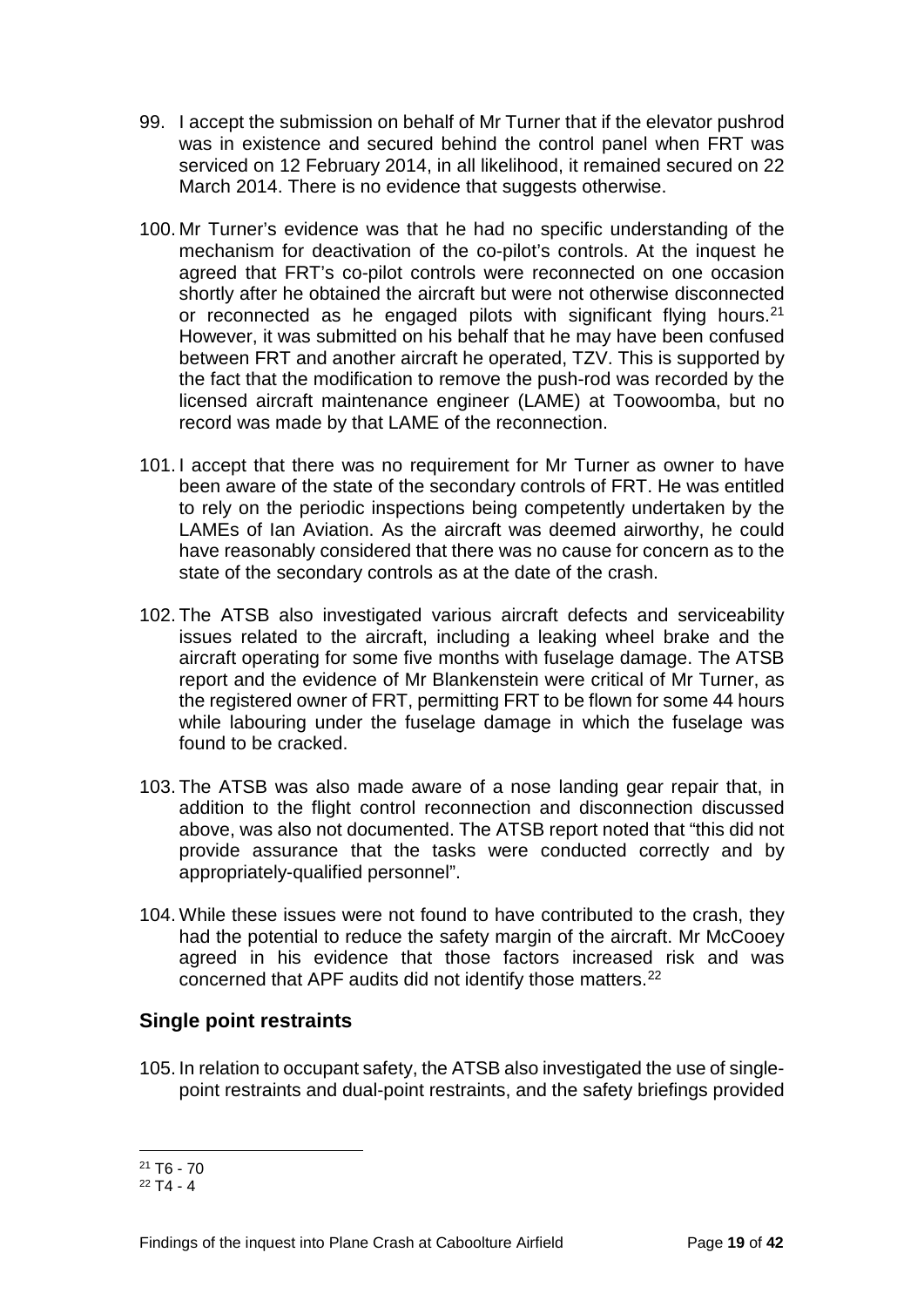99. I accept the submission on behalf of Mr Turner that if the elevator pushrod was in existence and secured behind the control panel when FRT was serviced on 12 February 2014, in all likelihood, it remained secured on 22 March 2014. There is no evidence that suggests otherwise.

100. Mr Turner's evidence was that he had no specific understanding of the mechanism for deactivation of the co-pilot's controls. At the inquest he agreed that FRT's co-pilot controls were reconnected on one occasion shortly after he obtained the aircraft but were not otherwise disconnected or reconnected as he engaged pilots with significant flying hours.[21] However, it was submitted on his behalf that he may have been confused between FRT and another aircraft he operated, TZV. This is supported by the fact that the modification to remove the push-rod was recorded by the licensed aircraft maintenance engineer (LAME) at Toowoomba, but no record was made by that LAME of the reconnection.

101. I accept that there was no requirement for Mr Turner as owner to have been aware of the state of the secondary controls of FRT. He was entitled to rely on the periodic inspections being competently undertaken by the LAMEs of Ian Aviation. As the aircraft was deemed airworthy, he could have reasonably considered that there was no cause for concern as to the state of the secondary controls as at the date of the crash.

102. The ATSB also investigated various aircraft defects and serviceability issues related to the aircraft, including a leaking wheel brake and the aircraft operating for some five months with fuselage damage. The ATSB report and the evidence of Mr Blankenstein were critical of Mr Turner, as the registered owner of FRT, permitting FRT to be flown for some 44 hours while labouring under the fuselage damage in which the fuselage was found to be cracked.

103. The ATSB was also made aware of a nose landing gear repair that, in addition to the flight control reconnection and disconnection discussed above, was also not documented. The ATSB report noted that "this did not provide assurance that the tasks were conducted correctly and by appropriately-qualified personnel".

104. While these issues were not found to have contributed to the crash, they had the potential to reduce the safety margin of the aircraft. Mr McCooey agreed in his evidence that those factors increased risk and was concerned that APF audits did not identify those matters.[22]

## Single point restraints

105. In relation to occupant safety, the ATSB also investigated the use of single-point restraints and dual-point restraints, and the safety briefings provided

---

[21] T6 - 70

[22] T4 - 4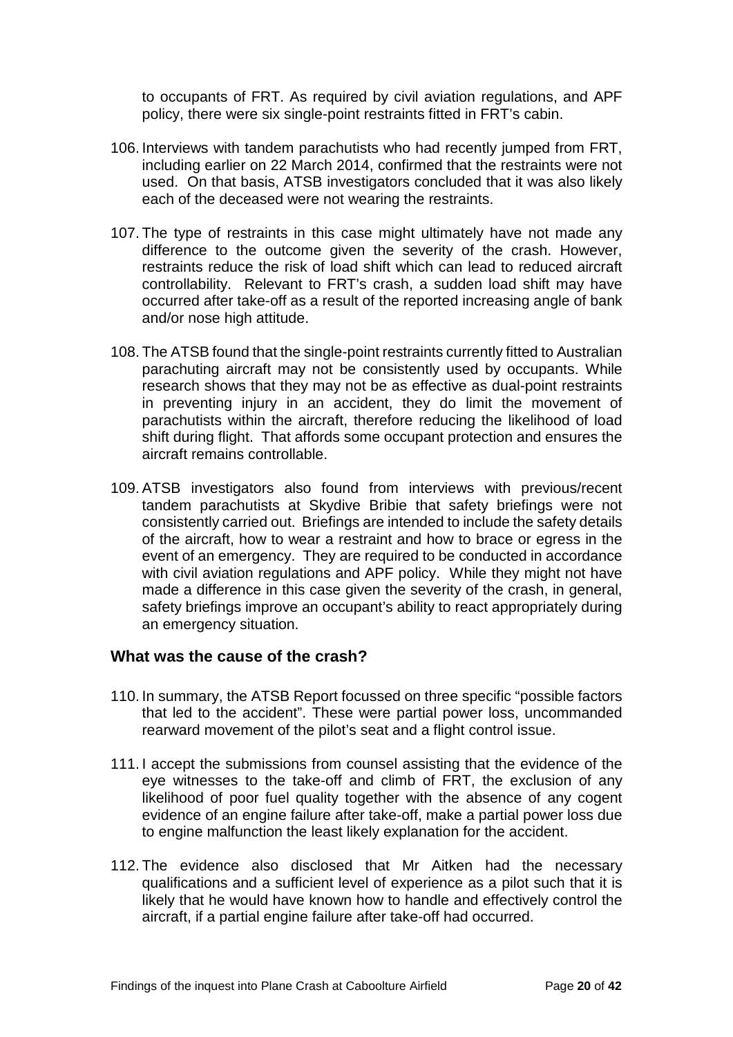to occupants of FRT. As required by civil aviation regulations, and APF policy, there were six single-point restraints fitted in FRT's cabin.

106. Interviews with tandem parachutists who had recently jumped from FRT, including earlier on 22 March 2014, confirmed that the restraints were not used. On that basis, ATSB investigators concluded that it was also likely each of the deceased were not wearing the restraints.

107. The type of restraints in this case might ultimately have not made any difference to the outcome given the severity of the crash. However, restraints reduce the risk of load shift which can lead to reduced aircraft controllability. Relevant to FRT's crash, a sudden load shift may have occurred after take-off as a result of the reported increasing angle of bank and/or nose high attitude.

108. The ATSB found that the single-point restraints currently fitted to Australian parachuting aircraft may not be consistently used by occupants. While research shows that they may not be as effective as dual-point restraints in preventing injury in an accident, they do limit the movement of parachutists within the aircraft, therefore reducing the likelihood of load shift during flight. That affords some occupant protection and ensures the aircraft remains controllable.

109. ATSB investigators also found from interviews with previous/recent tandem parachutists at Skydive Bribie that safety briefings were not consistently carried out. Briefings are intended to include the safety details of the aircraft, how to wear a restraint and how to brace or egress in the event of an emergency. They are required to be conducted in accordance with civil aviation regulations and APF policy. While they might not have made a difference in this case given the severity of the crash, in general, safety briefings improve an occupant's ability to react appropriately during an emergency situation.

## What was the cause of the crash?

110. In summary, the ATSB Report focussed on three specific "possible factors that led to the accident". These were partial power loss, uncommanded rearward movement of the pilot's seat and a flight control issue.

111. I accept the submissions from counsel assisting that the evidence of the eye witnesses to the take-off and climb of FRT, the exclusion of any likelihood of poor fuel quality together with the absence of any cogent evidence of an engine failure after take-off, make a partial power loss due to engine malfunction the least likely explanation for the accident.

112. The evidence also disclosed that Mr Aitken had the necessary qualifications and a sufficient level of experience as a pilot such that it is likely that he would have known how to handle and effectively control the aircraft, if a partial engine failure after take-off had occurred.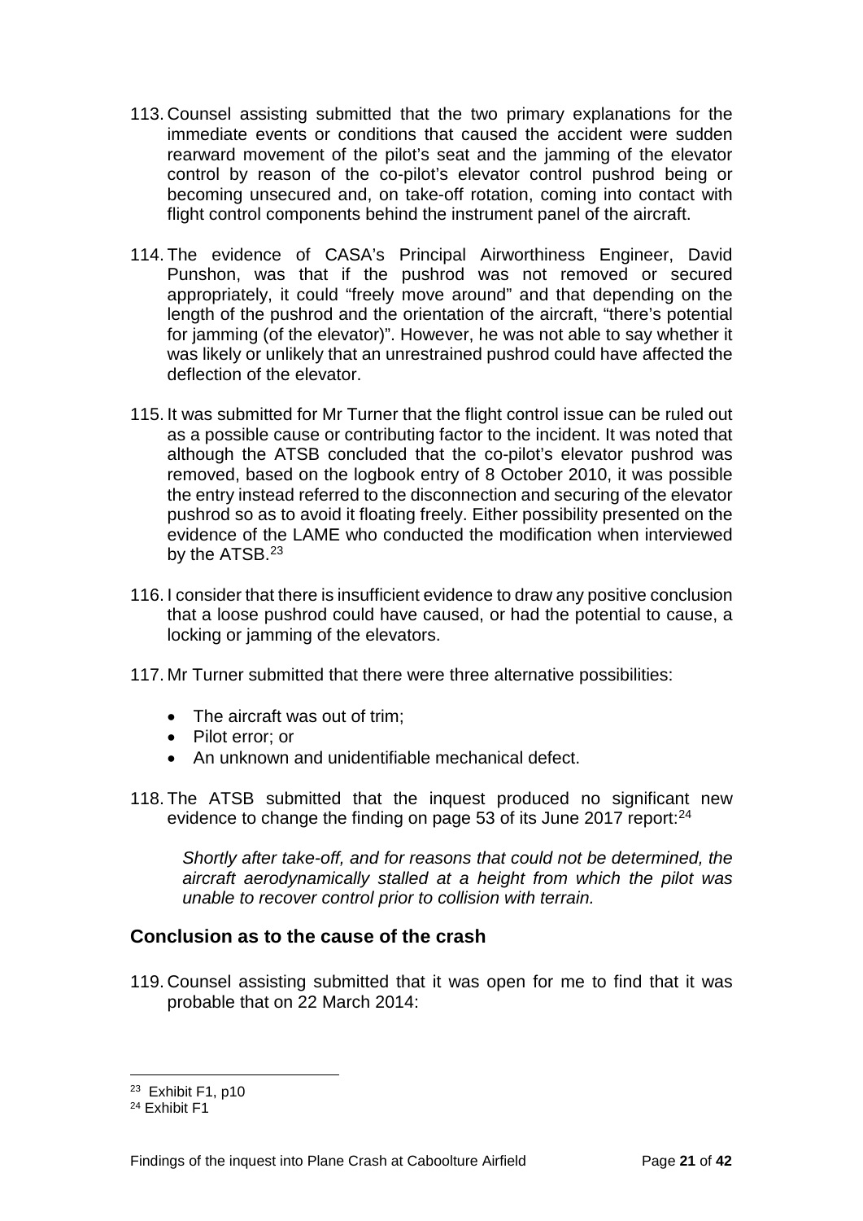113. Counsel assisting submitted that the two primary explanations for the immediate events or conditions that caused the accident were sudden rearward movement of the pilot's seat and the jamming of the elevator control by reason of the co-pilot's elevator control pushrod being or becoming unsecured and, on take-off rotation, coming into contact with flight control components behind the instrument panel of the aircraft.

114. The evidence of CASA's Principal Airworthiness Engineer, David Punshon, was that if the pushrod was not removed or secured appropriately, it could "freely move around" and that depending on the length of the pushrod and the orientation of the aircraft, "there's potential for jamming (of the elevator)". However, he was not able to say whether it was likely or unlikely that an unrestrained pushrod could have affected the deflection of the elevator.

115. It was submitted for Mr Turner that the flight control issue can be ruled out as a possible cause or contributing factor to the incident. It was noted that although the ATSB concluded that the co-pilot's elevator pushrod was removed, based on the logbook entry of 8 October 2010, it was possible the entry instead referred to the disconnection and securing of the elevator pushrod so as to avoid it floating freely. Either possibility presented on the evidence of the LAME who conducted the modification when interviewed by the ATSB.[23]

116. I consider that there is insufficient evidence to draw any positive conclusion that a loose pushrod could have caused, or had the potential to cause, a locking or jamming of the elevators.

117. Mr Turner submitted that there were three alternative possibilities:

- The aircraft was out of trim;
- Pilot error; or
- An unknown and unidentifiable mechanical defect.

118. The ATSB submitted that the inquest produced no significant new evidence to change the finding on page 53 of its June 2017 report:[24]

> *Shortly after take-off, and for reasons that could not be determined, the aircraft aerodynamically stalled at a height from which the pilot was unable to recover control prior to collision with terrain.*

## Conclusion as to the cause of the crash

119. Counsel assisting submitted that it was open for me to find that it was probable that on 22 March 2014:

---

[23] Exhibit F1, p10

[24] Exhibit F1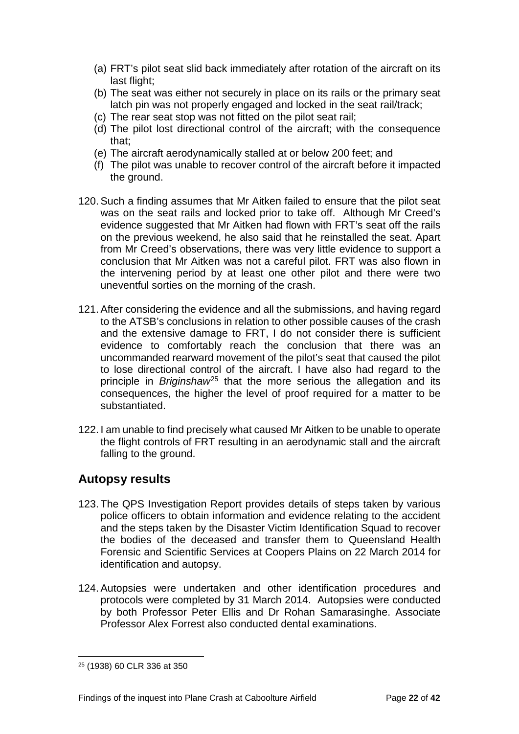(a) FRT's pilot seat slid back immediately after rotation of the aircraft on its last flight;
(b) The seat was either not securely in place on its rails or the primary seat latch pin was not properly engaged and locked in the seat rail/track;
(c) The rear seat stop was not fitted on the pilot seat rail;
(d) The pilot lost directional control of the aircraft; with the consequence that;
(e) The aircraft aerodynamically stalled at or below 200 feet; and
(f) The pilot was unable to recover control of the aircraft before it impacted the ground.

120. Such a finding assumes that Mr Aitken failed to ensure that the pilot seat was on the seat rails and locked prior to take off. Although Mr Creed's evidence suggested that Mr Aitken had flown with FRT's seat off the rails on the previous weekend, he also said that he reinstalled the seat. Apart from Mr Creed's observations, there was very little evidence to support a conclusion that Mr Aitken was not a careful pilot. FRT was also flown in the intervening period by at least one other pilot and there were two uneventful sorties on the morning of the crash.

121. After considering the evidence and all the submissions, and having regard to the ATSB's conclusions in relation to other possible causes of the crash and the extensive damage to FRT, I do not consider there is sufficient evidence to comfortably reach the conclusion that there was an uncommanded rearward movement of the pilot's seat that caused the pilot to lose directional control of the aircraft. I have also had regard to the principle in *Briginshaw*[25] that the more serious the allegation and its consequences, the higher the level of proof required for a matter to be substantiated.

122. I am unable to find precisely what caused Mr Aitken to be unable to operate the flight controls of FRT resulting in an aerodynamic stall and the aircraft falling to the ground.

## Autopsy results

123. The QPS Investigation Report provides details of steps taken by various police officers to obtain information and evidence relating to the accident and the steps taken by the Disaster Victim Identification Squad to recover the bodies of the deceased and transfer them to Queensland Health Forensic and Scientific Services at Coopers Plains on 22 March 2014 for identification and autopsy.

124. Autopsies were undertaken and other identification procedures and protocols were completed by 31 March 2014. Autopsies were conducted by both Professor Peter Ellis and Dr Rohan Samarasinghe. Associate Professor Alex Forrest also conducted dental examinations.

---

[25] (1938) 60 CLR 336 at 350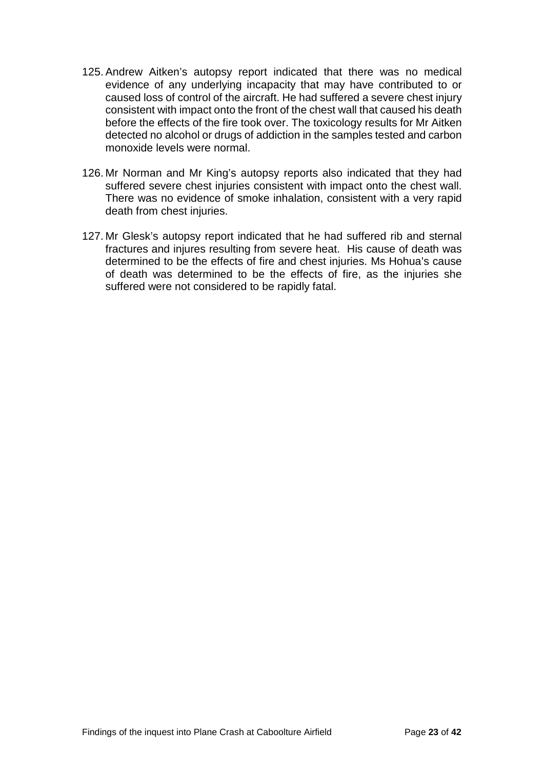125. Andrew Aitken's autopsy report indicated that there was no medical evidence of any underlying incapacity that may have contributed to or caused loss of control of the aircraft. He had suffered a severe chest injury consistent with impact onto the front of the chest wall that caused his death before the effects of the fire took over. The toxicology results for Mr Aitken detected no alcohol or drugs of addiction in the samples tested and carbon monoxide levels were normal.

126. Mr Norman and Mr King's autopsy reports also indicated that they had suffered severe chest injuries consistent with impact onto the chest wall. There was no evidence of smoke inhalation, consistent with a very rapid death from chest injuries.

127. Mr Glesk's autopsy report indicated that he had suffered rib and sternal fractures and injures resulting from severe heat. His cause of death was determined to be the effects of fire and chest injuries. Ms Hohua's cause of death was determined to be the effects of fire, as the injuries she suffered were not considered to be rapidly fatal.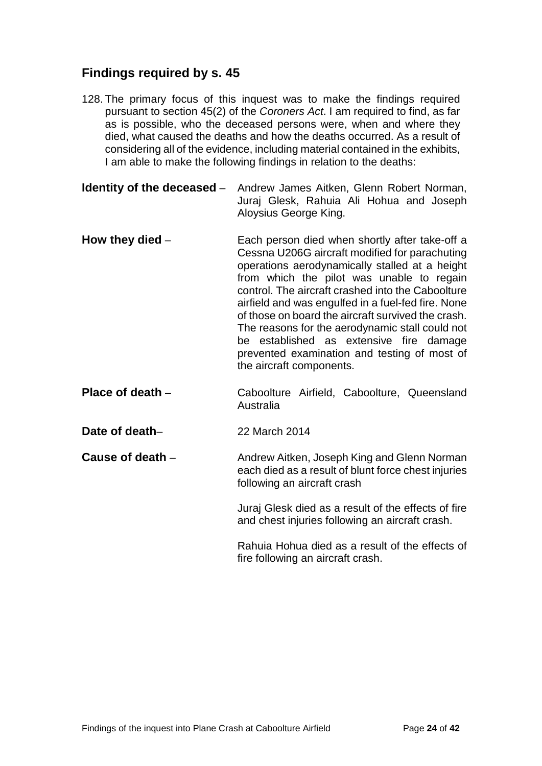## Findings required by s. 45

128. The primary focus of this inquest was to make the findings required pursuant to section 45(2) of the *Coroners Act*. I am required to find, as far as is possible, who the deceased persons were, when and where they died, what caused the deaths and how the deaths occurred. As a result of considering all of the evidence, including material contained in the exhibits, I am able to make the following findings in relation to the deaths:

**Identity of the deceased** – Andrew James Aitken, Glenn Robert Norman, Juraj Glesk, Rahuia Ali Hohua and Joseph Aloysius George King.

**How they died** – Each person died when shortly after take-off a Cessna U206G aircraft modified for parachuting operations aerodynamically stalled at a height from which the pilot was unable to regain control. The aircraft crashed into the Caboolture airfield and was engulfed in a fuel-fed fire. None of those on board the aircraft survived the crash. The reasons for the aerodynamic stall could not be established as extensive fire damage prevented examination and testing of most of the aircraft components.

**Place of death** – Caboolture Airfield, Caboolture, Queensland Australia

**Date of death**– 22 March 2014

**Cause of death** – Andrew Aitken, Joseph King and Glenn Norman each died as a result of blunt force chest injuries following an aircraft crash

Juraj Glesk died as a result of the effects of fire and chest injuries following an aircraft crash.

Rahuia Hohua died as a result of the effects of fire following an aircraft crash.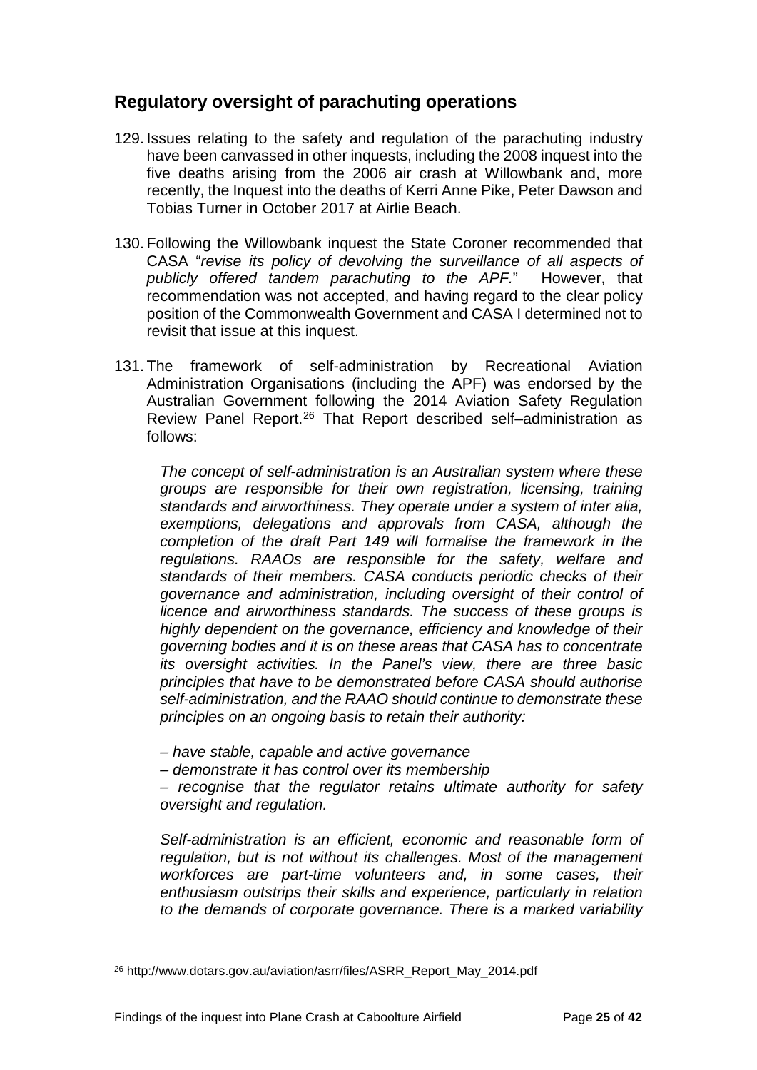## Regulatory oversight of parachuting operations

129. Issues relating to the safety and regulation of the parachuting industry have been canvassed in other inquests, including the 2008 inquest into the five deaths arising from the 2006 air crash at Willowbank and, more recently, the Inquest into the deaths of Kerri Anne Pike, Peter Dawson and Tobias Turner in October 2017 at Airlie Beach.

130. Following the Willowbank inquest the State Coroner recommended that CASA "*revise its policy of devolving the surveillance of all aspects of publicly offered tandem parachuting to the APF.*" However, that recommendation was not accepted, and having regard to the clear policy position of the Commonwealth Government and CASA I determined not to revisit that issue at this inquest.

131. The framework of self-administration by Recreational Aviation Administration Organisations (including the APF) was endorsed by the Australian Government following the 2014 Aviation Safety Regulation Review Panel Report.[26] That Report described self–administration as follows:

> *The concept of self-administration is an Australian system where these groups are responsible for their own registration, licensing, training standards and airworthiness. They operate under a system of inter alia, exemptions, delegations and approvals from CASA, although the completion of the draft Part 149 will formalise the framework in the regulations. RAAOs are responsible for the safety, welfare and standards of their members. CASA conducts periodic checks of their governance and administration, including oversight of their control of licence and airworthiness standards. The success of these groups is highly dependent on the governance, efficiency and knowledge of their governing bodies and it is on these areas that CASA has to concentrate its oversight activities. In the Panel's view, there are three basic principles that have to be demonstrated before CASA should authorise self-administration, and the RAAO should continue to demonstrate these principles on an ongoing basis to retain their authority:*
>
> *– have stable, capable and active governance*
>
> *– demonstrate it has control over its membership*
>
> *– recognise that the regulator retains ultimate authority for safety oversight and regulation.*
>
> *Self-administration is an efficient, economic and reasonable form of regulation, but is not without its challenges. Most of the management workforces are part-time volunteers and, in some cases, their enthusiasm outstrips their skills and experience, particularly in relation to the demands of corporate governance. There is a marked variability*

[26] http://www.dotars.gov.au/aviation/asrr/files/ASRR_Report_May_2014.pdf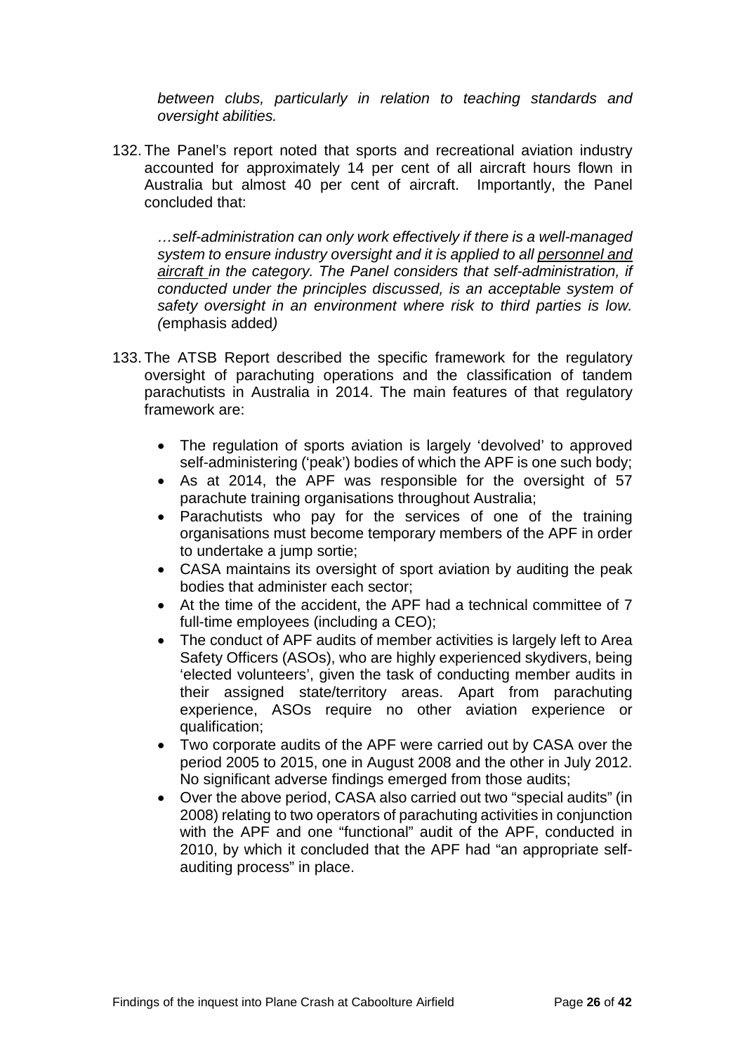*between clubs, particularly in relation to teaching standards and oversight abilities.*

132. The Panel's report noted that sports and recreational aviation industry accounted for approximately 14 per cent of all aircraft hours flown in Australia but almost 40 per cent of aircraft. Importantly, the Panel concluded that:

    *…self-administration can only work effectively if there is a well-managed system to ensure industry oversight and it is applied to all <u>personnel and aircraft</u> in the category. The Panel considers that self-administration, if conducted under the principles discussed, is an acceptable system of safety oversight in an environment where risk to third parties is low. (*emphasis added*)*

133. The ATSB Report described the specific framework for the regulatory oversight of parachuting operations and the classification of tandem parachutists in Australia in 2014. The main features of that regulatory framework are:

    - The regulation of sports aviation is largely 'devolved' to approved self-administering ('peak') bodies of which the APF is one such body;
    - As at 2014, the APF was responsible for the oversight of 57 parachute training organisations throughout Australia;
    - Parachutists who pay for the services of one of the training organisations must become temporary members of the APF in order to undertake a jump sortie;
    - CASA maintains its oversight of sport aviation by auditing the peak bodies that administer each sector;
    - At the time of the accident, the APF had a technical committee of 7 full-time employees (including a CEO);
    - The conduct of APF audits of member activities is largely left to Area Safety Officers (ASOs), who are highly experienced skydivers, being 'elected volunteers', given the task of conducting member audits in their assigned state/territory areas. Apart from parachuting experience, ASOs require no other aviation experience or qualification;
    - Two corporate audits of the APF were carried out by CASA over the period 2005 to 2015, one in August 2008 and the other in July 2012. No significant adverse findings emerged from those audits;
    - Over the above period, CASA also carried out two "special audits" (in 2008) relating to two operators of parachuting activities in conjunction with the APF and one "functional" audit of the APF, conducted in 2010, by which it concluded that the APF had "an appropriate self-auditing process" in place.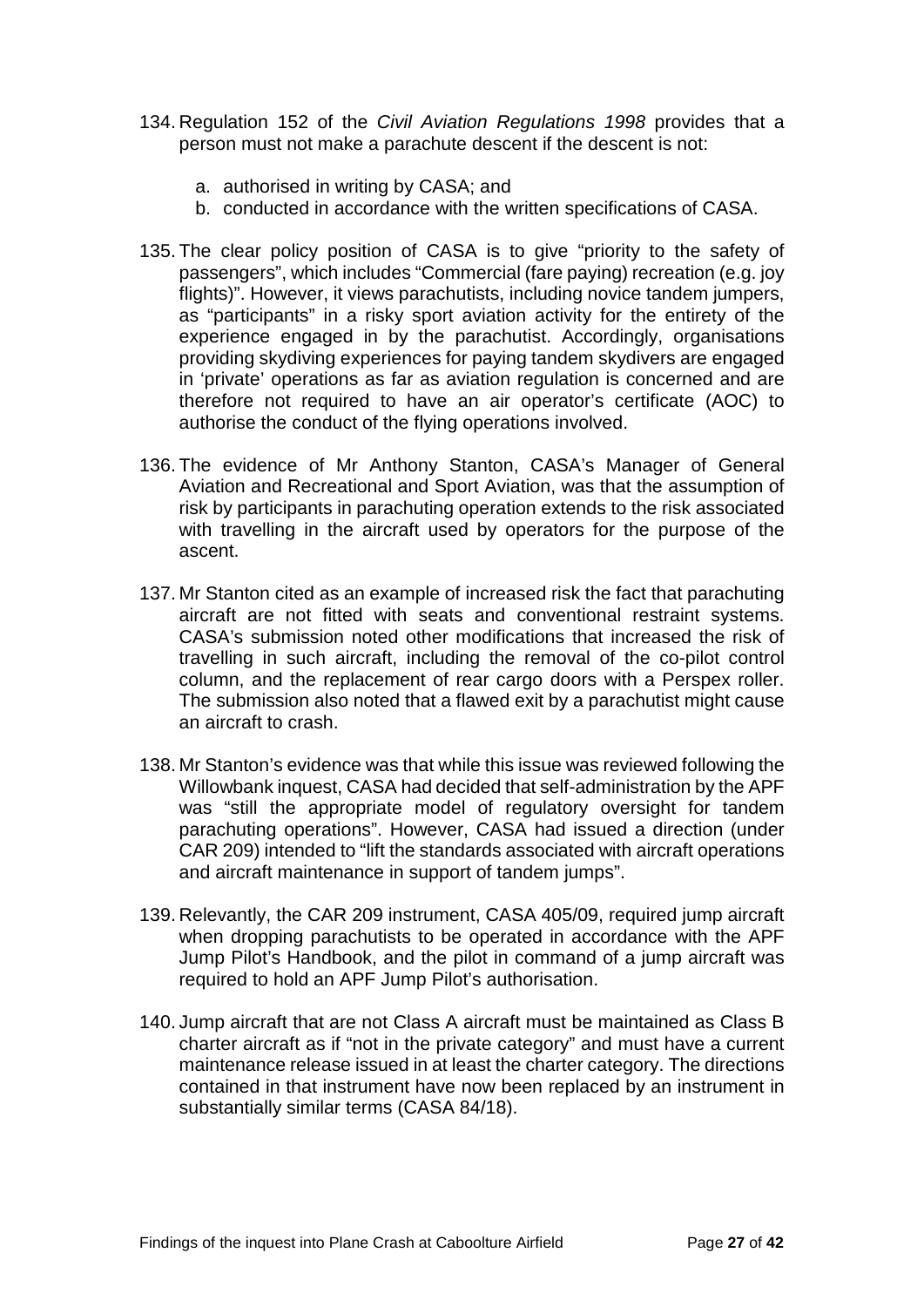134. Regulation 152 of the *Civil Aviation Regulations 1998* provides that a person must not make a parachute descent if the descent is not:

    a. authorised in writing by CASA; and
    b. conducted in accordance with the written specifications of CASA.

135. The clear policy position of CASA is to give "priority to the safety of passengers", which includes "Commercial (fare paying) recreation (e.g. joy flights)". However, it views parachutists, including novice tandem jumpers, as "participants" in a risky sport aviation activity for the entirety of the experience engaged in by the parachutist. Accordingly, organisations providing skydiving experiences for paying tandem skydivers are engaged in 'private' operations as far as aviation regulation is concerned and are therefore not required to have an air operator's certificate (AOC) to authorise the conduct of the flying operations involved.

136. The evidence of Mr Anthony Stanton, CASA's Manager of General Aviation and Recreational and Sport Aviation, was that the assumption of risk by participants in parachuting operation extends to the risk associated with travelling in the aircraft used by operators for the purpose of the ascent.

137. Mr Stanton cited as an example of increased risk the fact that parachuting aircraft are not fitted with seats and conventional restraint systems. CASA's submission noted other modifications that increased the risk of travelling in such aircraft, including the removal of the co-pilot control column, and the replacement of rear cargo doors with a Perspex roller. The submission also noted that a flawed exit by a parachutist might cause an aircraft to crash.

138. Mr Stanton's evidence was that while this issue was reviewed following the Willowbank inquest, CASA had decided that self-administration by the APF was "still the appropriate model of regulatory oversight for tandem parachuting operations". However, CASA had issued a direction (under CAR 209) intended to "lift the standards associated with aircraft operations and aircraft maintenance in support of tandem jumps".

139. Relevantly, the CAR 209 instrument, CASA 405/09, required jump aircraft when dropping parachutists to be operated in accordance with the APF Jump Pilot's Handbook, and the pilot in command of a jump aircraft was required to hold an APF Jump Pilot's authorisation.

140. Jump aircraft that are not Class A aircraft must be maintained as Class B charter aircraft as if "not in the private category" and must have a current maintenance release issued in at least the charter category. The directions contained in that instrument have now been replaced by an instrument in substantially similar terms (CASA 84/18).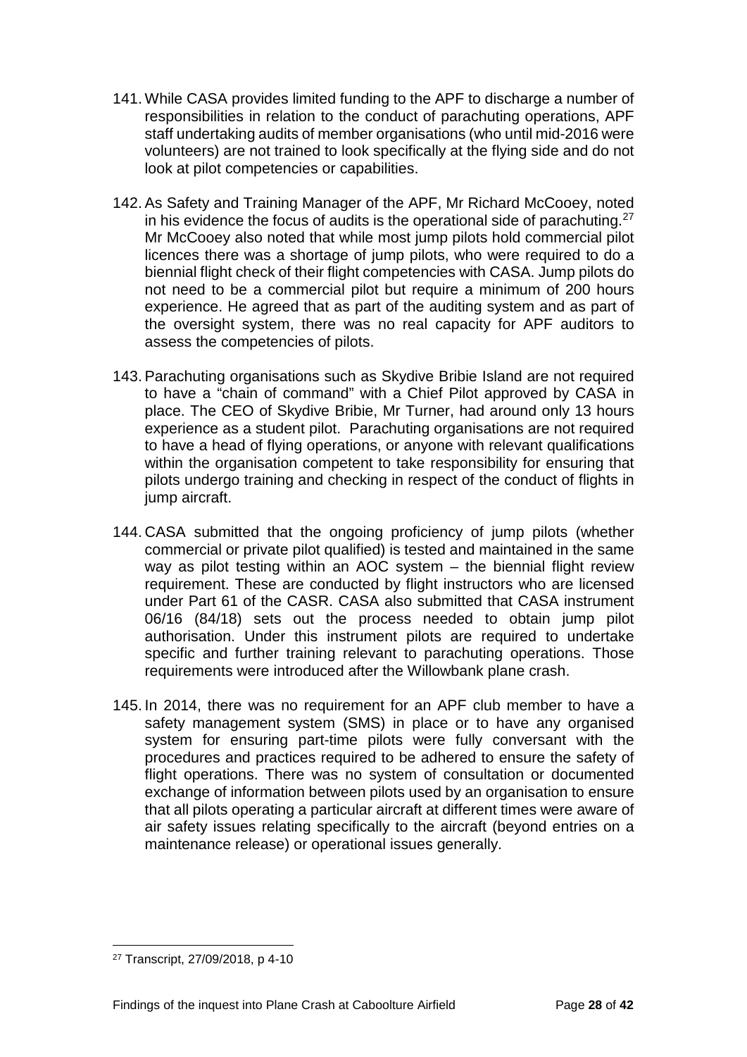141. While CASA provides limited funding to the APF to discharge a number of responsibilities in relation to the conduct of parachuting operations, APF staff undertaking audits of member organisations (who until mid-2016 were volunteers) are not trained to look specifically at the flying side and do not look at pilot competencies or capabilities.

142. As Safety and Training Manager of the APF, Mr Richard McCooey, noted in his evidence the focus of audits is the operational side of parachuting.[27] Mr McCooey also noted that while most jump pilots hold commercial pilot licences there was a shortage of jump pilots, who were required to do a biennial flight check of their flight competencies with CASA. Jump pilots do not need to be a commercial pilot but require a minimum of 200 hours experience. He agreed that as part of the auditing system and as part of the oversight system, there was no real capacity for APF auditors to assess the competencies of pilots.

143. Parachuting organisations such as Skydive Bribie Island are not required to have a "chain of command" with a Chief Pilot approved by CASA in place. The CEO of Skydive Bribie, Mr Turner, had around only 13 hours experience as a student pilot. Parachuting organisations are not required to have a head of flying operations, or anyone with relevant qualifications within the organisation competent to take responsibility for ensuring that pilots undergo training and checking in respect of the conduct of flights in jump aircraft.

144. CASA submitted that the ongoing proficiency of jump pilots (whether commercial or private pilot qualified) is tested and maintained in the same way as pilot testing within an AOC system – the biennial flight review requirement. These are conducted by flight instructors who are licensed under Part 61 of the CASR. CASA also submitted that CASA instrument 06/16 (84/18) sets out the process needed to obtain jump pilot authorisation. Under this instrument pilots are required to undertake specific and further training relevant to parachuting operations. Those requirements were introduced after the Willowbank plane crash.

145. In 2014, there was no requirement for an APF club member to have a safety management system (SMS) in place or to have any organised system for ensuring part-time pilots were fully conversant with the procedures and practices required to be adhered to ensure the safety of flight operations. There was no system of consultation or documented exchange of information between pilots used by an organisation to ensure that all pilots operating a particular aircraft at different times were aware of air safety issues relating specifically to the aircraft (beyond entries on a maintenance release) or operational issues generally.

---

[27] Transcript, 27/09/2018, p 4-10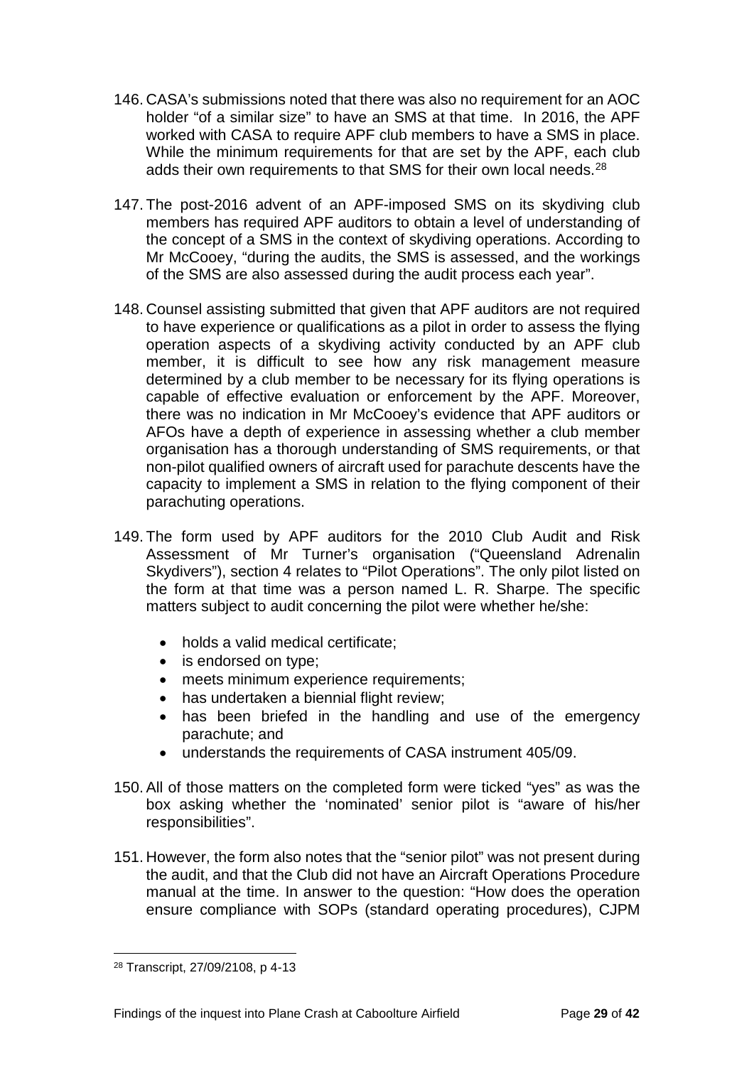146. CASA's submissions noted that there was also no requirement for an AOC holder "of a similar size" to have an SMS at that time. In 2016, the APF worked with CASA to require APF club members to have a SMS in place. While the minimum requirements for that are set by the APF, each club adds their own requirements to that SMS for their own local needs.[28]

147. The post-2016 advent of an APF-imposed SMS on its skydiving club members has required APF auditors to obtain a level of understanding of the concept of a SMS in the context of skydiving operations. According to Mr McCooey, "during the audits, the SMS is assessed, and the workings of the SMS are also assessed during the audit process each year".

148. Counsel assisting submitted that given that APF auditors are not required to have experience or qualifications as a pilot in order to assess the flying operation aspects of a skydiving activity conducted by an APF club member, it is difficult to see how any risk management measure determined by a club member to be necessary for its flying operations is capable of effective evaluation or enforcement by the APF. Moreover, there was no indication in Mr McCooey's evidence that APF auditors or AFOs have a depth of experience in assessing whether a club member organisation has a thorough understanding of SMS requirements, or that non-pilot qualified owners of aircraft used for parachute descents have the capacity to implement a SMS in relation to the flying component of their parachuting operations.

149. The form used by APF auditors for the 2010 Club Audit and Risk Assessment of Mr Turner's organisation ("Queensland Adrenalin Skydivers"), section 4 relates to "Pilot Operations". The only pilot listed on the form at that time was a person named L. R. Sharpe. The specific matters subject to audit concerning the pilot were whether he/she:

- holds a valid medical certificate;
- is endorsed on type;
- meets minimum experience requirements;
- has undertaken a biennial flight review;
- has been briefed in the handling and use of the emergency parachute; and
- understands the requirements of CASA instrument 405/09.

150. All of those matters on the completed form were ticked "yes" as was the box asking whether the 'nominated' senior pilot is "aware of his/her responsibilities".

151. However, the form also notes that the "senior pilot" was not present during the audit, and that the Club did not have an Aircraft Operations Procedure manual at the time. In answer to the question: "How does the operation ensure compliance with SOPs (standard operating procedures), CJPM

---

[28] Transcript, 27/09/2108, p 4-13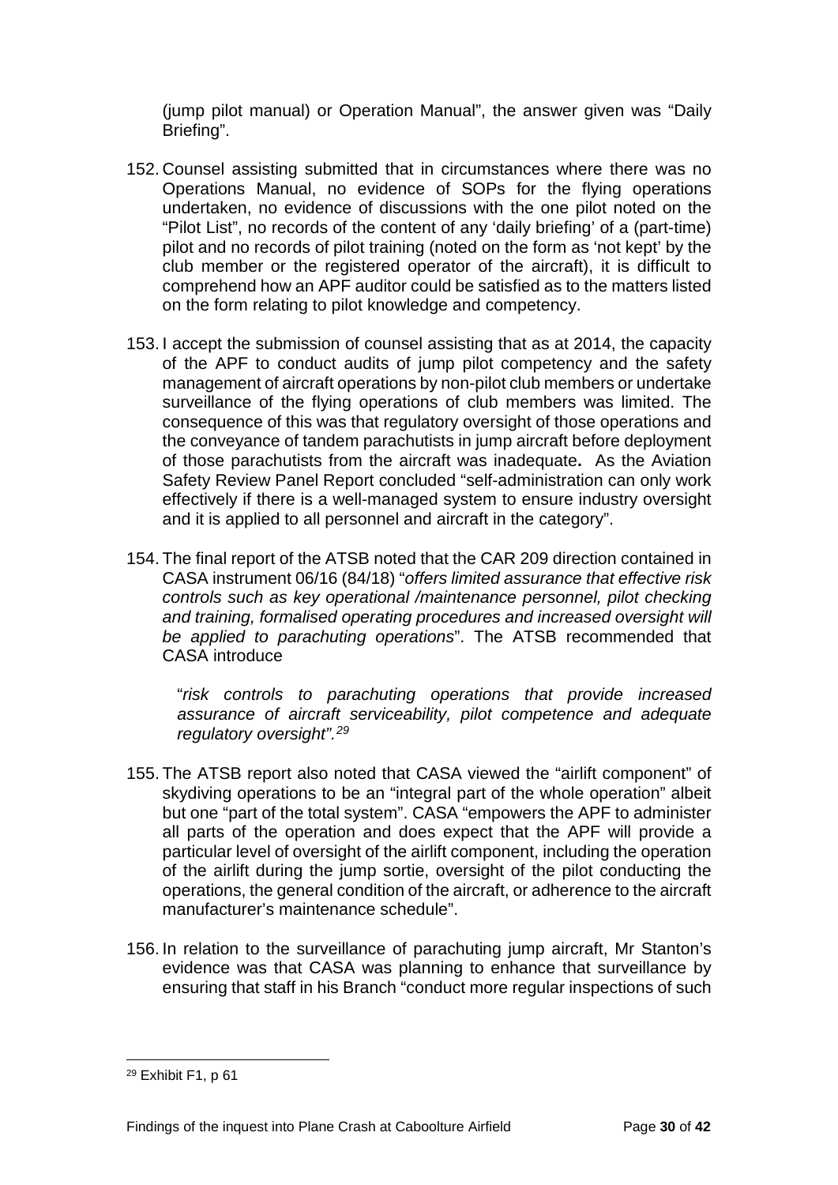(jump pilot manual) or Operation Manual", the answer given was "Daily Briefing".

152. Counsel assisting submitted that in circumstances where there was no Operations Manual, no evidence of SOPs for the flying operations undertaken, no evidence of discussions with the one pilot noted on the "Pilot List", no records of the content of any 'daily briefing' of a (part-time) pilot and no records of pilot training (noted on the form as 'not kept' by the club member or the registered operator of the aircraft), it is difficult to comprehend how an APF auditor could be satisfied as to the matters listed on the form relating to pilot knowledge and competency.

153. I accept the submission of counsel assisting that as at 2014, the capacity of the APF to conduct audits of jump pilot competency and the safety management of aircraft operations by non-pilot club members or undertake surveillance of the flying operations of club members was limited. The consequence of this was that regulatory oversight of those operations and the conveyance of tandem parachutists in jump aircraft before deployment of those parachutists from the aircraft was inadequate**.** As the Aviation Safety Review Panel Report concluded "self-administration can only work effectively if there is a well-managed system to ensure industry oversight and it is applied to all personnel and aircraft in the category".

154. The final report of the ATSB noted that the CAR 209 direction contained in CASA instrument 06/16 (84/18) "*offers limited assurance that effective risk controls such as key operational /maintenance personnel, pilot checking and training, formalised operating procedures and increased oversight will be applied to parachuting operations*". The ATSB recommended that CASA introduce

> "*risk controls to parachuting operations that provide increased assurance of aircraft serviceability, pilot competence and adequate regulatory oversight".*[29]

155. The ATSB report also noted that CASA viewed the "airlift component" of skydiving operations to be an "integral part of the whole operation" albeit but one "part of the total system". CASA "empowers the APF to administer all parts of the operation and does expect that the APF will provide a particular level of oversight of the airlift component, including the operation of the airlift during the jump sortie, oversight of the pilot conducting the operations, the general condition of the aircraft, or adherence to the aircraft manufacturer's maintenance schedule".

156. In relation to the surveillance of parachuting jump aircraft, Mr Stanton's evidence was that CASA was planning to enhance that surveillance by ensuring that staff in his Branch "conduct more regular inspections of such

---

[29] Exhibit F1, p 61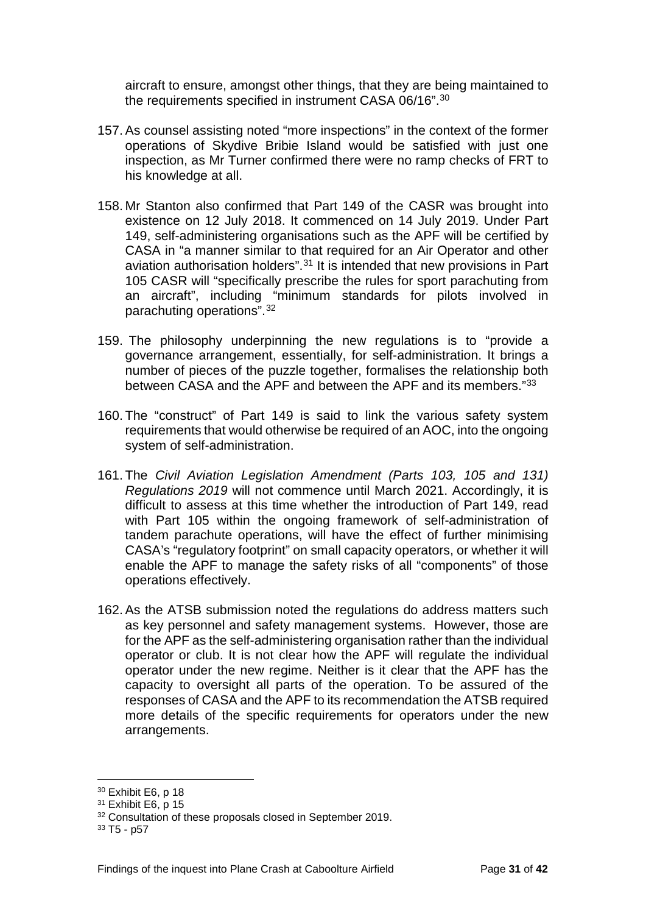aircraft to ensure, amongst other things, that they are being maintained to the requirements specified in instrument CASA 06/16".[30]

157. As counsel assisting noted "more inspections" in the context of the former operations of Skydive Bribie Island would be satisfied with just one inspection, as Mr Turner confirmed there were no ramp checks of FRT to his knowledge at all.

158. Mr Stanton also confirmed that Part 149 of the CASR was brought into existence on 12 July 2018. It commenced on 14 July 2019. Under Part 149, self-administering organisations such as the APF will be certified by CASA in "a manner similar to that required for an Air Operator and other aviation authorisation holders".[31] It is intended that new provisions in Part 105 CASR will "specifically prescribe the rules for sport parachuting from an aircraft", including "minimum standards for pilots involved in parachuting operations".[32]

159. The philosophy underpinning the new regulations is to "provide a governance arrangement, essentially, for self-administration. It brings a number of pieces of the puzzle together, formalises the relationship both between CASA and the APF and between the APF and its members."[33]

160. The "construct" of Part 149 is said to link the various safety system requirements that would otherwise be required of an AOC, into the ongoing system of self-administration.

161. The *Civil Aviation Legislation Amendment (Parts 103, 105 and 131) Regulations 2019* will not commence until March 2021. Accordingly, it is difficult to assess at this time whether the introduction of Part 149, read with Part 105 within the ongoing framework of self-administration of tandem parachute operations, will have the effect of further minimising CASA's "regulatory footprint" on small capacity operators, or whether it will enable the APF to manage the safety risks of all "components" of those operations effectively.

162. As the ATSB submission noted the regulations do address matters such as key personnel and safety management systems. However, those are for the APF as the self-administering organisation rather than the individual operator or club. It is not clear how the APF will regulate the individual operator under the new regime. Neither is it clear that the APF has the capacity to oversight all parts of the operation. To be assured of the responses of CASA and the APF to its recommendation the ATSB required more details of the specific requirements for operators under the new arrangements.

---

[30] Exhibit E6, p 18

[31] Exhibit E6, p 15

[32] Consultation of these proposals closed in September 2019.

[33] T5 - p57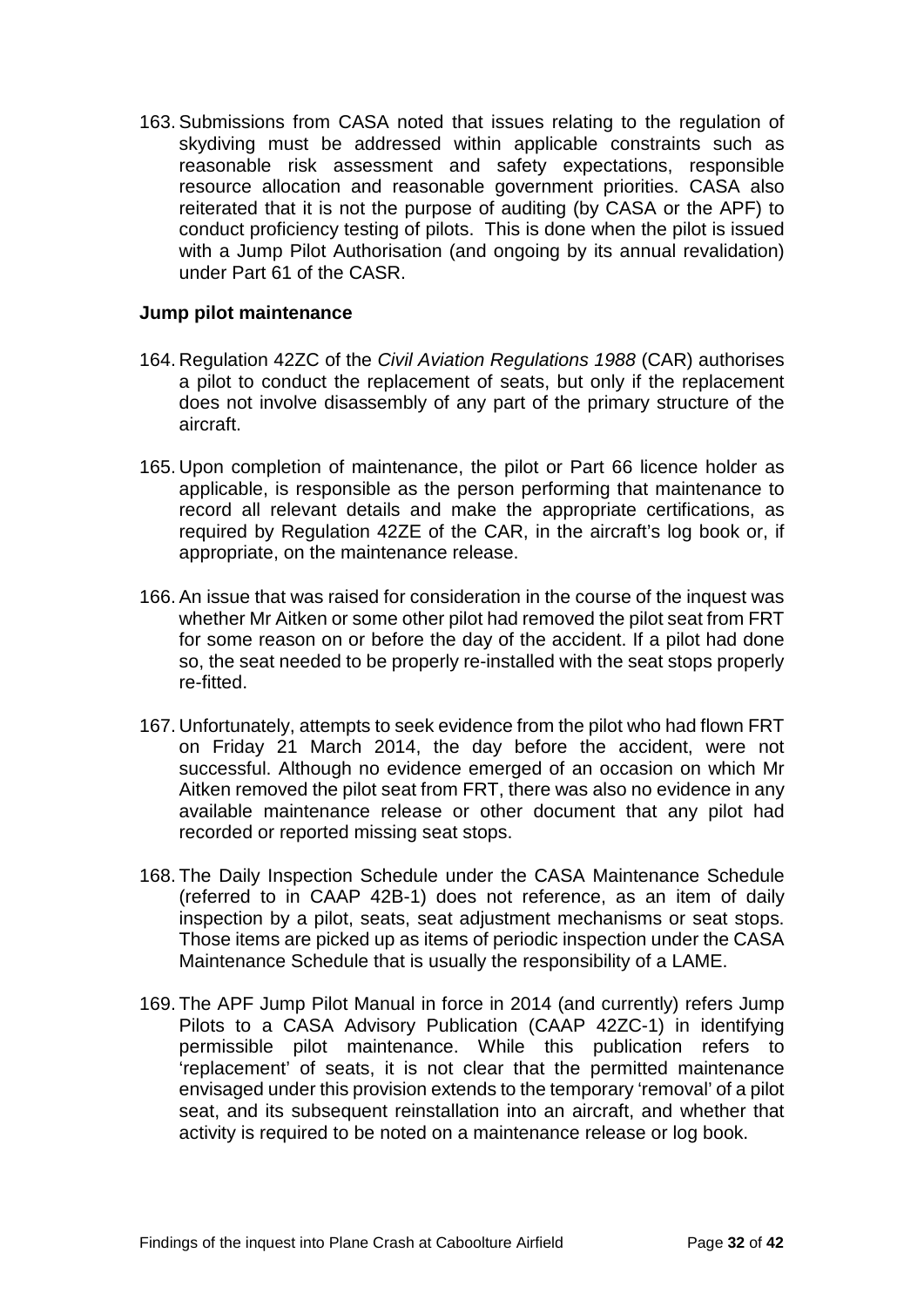163. Submissions from CASA noted that issues relating to the regulation of skydiving must be addressed within applicable constraints such as reasonable risk assessment and safety expectations, responsible resource allocation and reasonable government priorities. CASA also reiterated that it is not the purpose of auditing (by CASA or the APF) to conduct proficiency testing of pilots. This is done when the pilot is issued with a Jump Pilot Authorisation (and ongoing by its annual revalidation) under Part 61 of the CASR.

**Jump pilot maintenance**

164. Regulation 42ZC of the *Civil Aviation Regulations 1988* (CAR) authorises a pilot to conduct the replacement of seats, but only if the replacement does not involve disassembly of any part of the primary structure of the aircraft.

165. Upon completion of maintenance, the pilot or Part 66 licence holder as applicable, is responsible as the person performing that maintenance to record all relevant details and make the appropriate certifications, as required by Regulation 42ZE of the CAR, in the aircraft's log book or, if appropriate, on the maintenance release.

166. An issue that was raised for consideration in the course of the inquest was whether Mr Aitken or some other pilot had removed the pilot seat from FRT for some reason on or before the day of the accident. If a pilot had done so, the seat needed to be properly re-installed with the seat stops properly re-fitted.

167. Unfortunately, attempts to seek evidence from the pilot who had flown FRT on Friday 21 March 2014, the day before the accident, were not successful. Although no evidence emerged of an occasion on which Mr Aitken removed the pilot seat from FRT, there was also no evidence in any available maintenance release or other document that any pilot had recorded or reported missing seat stops.

168. The Daily Inspection Schedule under the CASA Maintenance Schedule (referred to in CAAP 42B-1) does not reference, as an item of daily inspection by a pilot, seats, seat adjustment mechanisms or seat stops. Those items are picked up as items of periodic inspection under the CASA Maintenance Schedule that is usually the responsibility of a LAME.

169. The APF Jump Pilot Manual in force in 2014 (and currently) refers Jump Pilots to a CASA Advisory Publication (CAAP 42ZC-1) in identifying permissible pilot maintenance. While this publication refers to 'replacement' of seats, it is not clear that the permitted maintenance envisaged under this provision extends to the temporary 'removal' of a pilot seat, and its subsequent reinstallation into an aircraft, and whether that activity is required to be noted on a maintenance release or log book.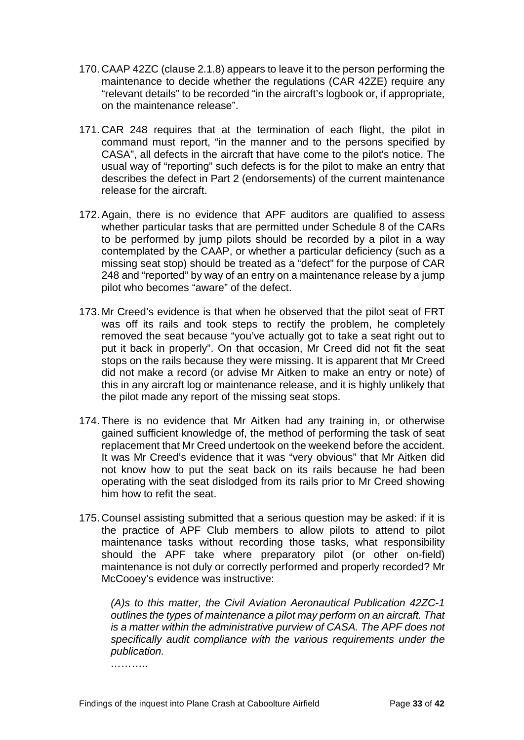170. CAAP 42ZC (clause 2.1.8) appears to leave it to the person performing the maintenance to decide whether the regulations (CAR 42ZE) require any "relevant details" to be recorded "in the aircraft's logbook or, if appropriate, on the maintenance release".

171. CAR 248 requires that at the termination of each flight, the pilot in command must report, "in the manner and to the persons specified by CASA", all defects in the aircraft that have come to the pilot's notice. The usual way of "reporting" such defects is for the pilot to make an entry that describes the defect in Part 2 (endorsements) of the current maintenance release for the aircraft.

172. Again, there is no evidence that APF auditors are qualified to assess whether particular tasks that are permitted under Schedule 8 of the CARs to be performed by jump pilots should be recorded by a pilot in a way contemplated by the CAAP, or whether a particular deficiency (such as a missing seat stop) should be treated as a "defect" for the purpose of CAR 248 and "reported" by way of an entry on a maintenance release by a jump pilot who becomes "aware" of the defect.

173. Mr Creed's evidence is that when he observed that the pilot seat of FRT was off its rails and took steps to rectify the problem, he completely removed the seat because "you've actually got to take a seat right out to put it back in properly". On that occasion, Mr Creed did not fit the seat stops on the rails because they were missing. It is apparent that Mr Creed did not make a record (or advise Mr Aitken to make an entry or note) of this in any aircraft log or maintenance release, and it is highly unlikely that the pilot made any report of the missing seat stops.

174. There is no evidence that Mr Aitken had any training in, or otherwise gained sufficient knowledge of, the method of performing the task of seat replacement that Mr Creed undertook on the weekend before the accident. It was Mr Creed's evidence that it was "very obvious" that Mr Aitken did not know how to put the seat back on its rails because he had been operating with the seat dislodged from its rails prior to Mr Creed showing him how to refit the seat.

175. Counsel assisting submitted that a serious question may be asked: if it is the practice of APF Club members to allow pilots to attend to pilot maintenance tasks without recording those tasks, what responsibility should the APF take where preparatory pilot (or other on-field) maintenance is not duly or correctly performed and properly recorded? Mr McCooey's evidence was instructive:

> *(A)s to this matter, the Civil Aviation Aeronautical Publication 42ZC-1 outlines the types of maintenance a pilot may perform on an aircraft. That is a matter within the administrative purview of CASA. The APF does not specifically audit compliance with the various requirements under the publication.*
>
> *………..*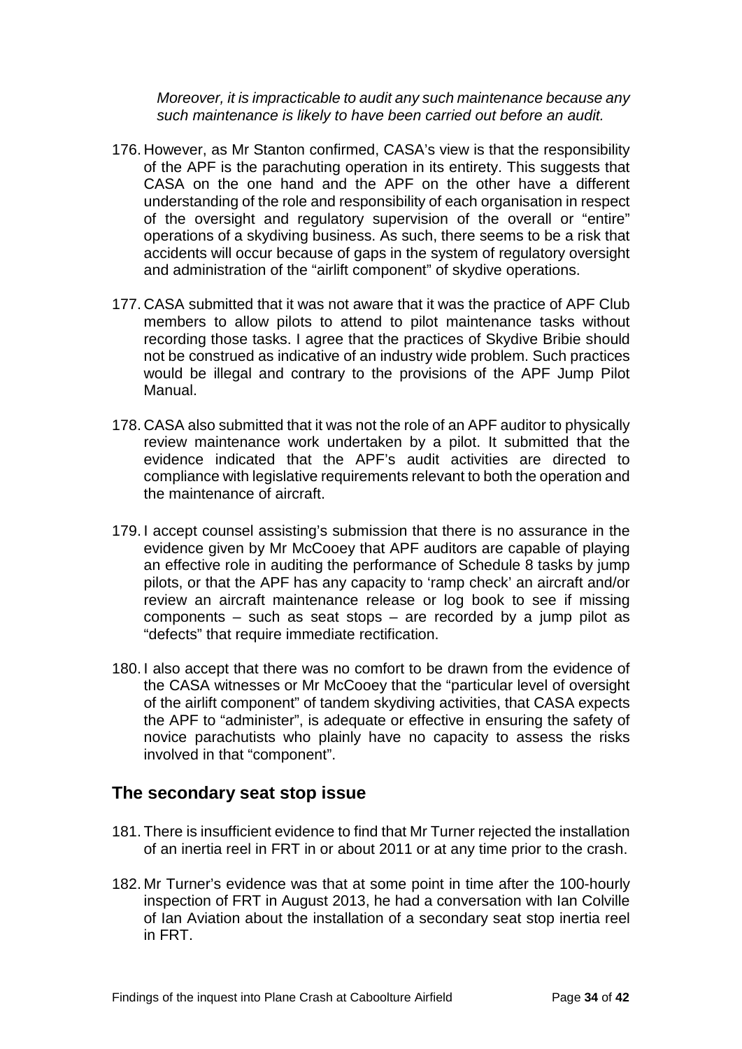*Moreover, it is impracticable to audit any such maintenance because any such maintenance is likely to have been carried out before an audit.*

176. However, as Mr Stanton confirmed, CASA's view is that the responsibility of the APF is the parachuting operation in its entirety. This suggests that CASA on the one hand and the APF on the other have a different understanding of the role and responsibility of each organisation in respect of the oversight and regulatory supervision of the overall or "entire" operations of a skydiving business. As such, there seems to be a risk that accidents will occur because of gaps in the system of regulatory oversight and administration of the "airlift component" of skydive operations.

177. CASA submitted that it was not aware that it was the practice of APF Club members to allow pilots to attend to pilot maintenance tasks without recording those tasks. I agree that the practices of Skydive Bribie should not be construed as indicative of an industry wide problem. Such practices would be illegal and contrary to the provisions of the APF Jump Pilot Manual.

178. CASA also submitted that it was not the role of an APF auditor to physically review maintenance work undertaken by a pilot. It submitted that the evidence indicated that the APF's audit activities are directed to compliance with legislative requirements relevant to both the operation and the maintenance of aircraft.

179. I accept counsel assisting's submission that there is no assurance in the evidence given by Mr McCooey that APF auditors are capable of playing an effective role in auditing the performance of Schedule 8 tasks by jump pilots, or that the APF has any capacity to 'ramp check' an aircraft and/or review an aircraft maintenance release or log book to see if missing components – such as seat stops – are recorded by a jump pilot as "defects" that require immediate rectification.

180. I also accept that there was no comfort to be drawn from the evidence of the CASA witnesses or Mr McCooey that the "particular level of oversight of the airlift component" of tandem skydiving activities, that CASA expects the APF to "administer", is adequate or effective in ensuring the safety of novice parachutists who plainly have no capacity to assess the risks involved in that "component".

## The secondary seat stop issue

181. There is insufficient evidence to find that Mr Turner rejected the installation of an inertia reel in FRT in or about 2011 or at any time prior to the crash.

182. Mr Turner's evidence was that at some point in time after the 100-hourly inspection of FRT in August 2013, he had a conversation with Ian Colville of Ian Aviation about the installation of a secondary seat stop inertia reel in FRT.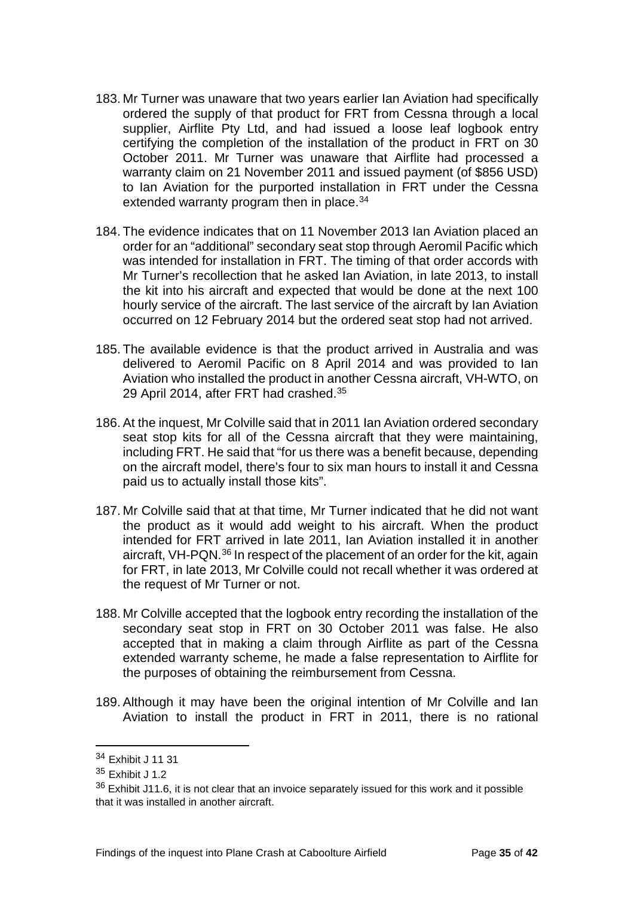183. Mr Turner was unaware that two years earlier Ian Aviation had specifically ordered the supply of that product for FRT from Cessna through a local supplier, Airflite Pty Ltd, and had issued a loose leaf logbook entry certifying the completion of the installation of the product in FRT on 30 October 2011. Mr Turner was unaware that Airflite had processed a warranty claim on 21 November 2011 and issued payment (of $856 USD) to Ian Aviation for the purported installation in FRT under the Cessna extended warranty program then in place.[34]

184. The evidence indicates that on 11 November 2013 Ian Aviation placed an order for an "additional" secondary seat stop through Aeromil Pacific which was intended for installation in FRT. The timing of that order accords with Mr Turner's recollection that he asked Ian Aviation, in late 2013, to install the kit into his aircraft and expected that would be done at the next 100 hourly service of the aircraft. The last service of the aircraft by Ian Aviation occurred on 12 February 2014 but the ordered seat stop had not arrived.

185. The available evidence is that the product arrived in Australia and was delivered to Aeromil Pacific on 8 April 2014 and was provided to Ian Aviation who installed the product in another Cessna aircraft, VH-WTO, on 29 April 2014, after FRT had crashed.[35]

186. At the inquest, Mr Colville said that in 2011 Ian Aviation ordered secondary seat stop kits for all of the Cessna aircraft that they were maintaining, including FRT. He said that "for us there was a benefit because, depending on the aircraft model, there's four to six man hours to install it and Cessna paid us to actually install those kits".

187. Mr Colville said that at that time, Mr Turner indicated that he did not want the product as it would add weight to his aircraft. When the product intended for FRT arrived in late 2011, Ian Aviation installed it in another aircraft, VH-PQN.[36] In respect of the placement of an order for the kit, again for FRT, in late 2013, Mr Colville could not recall whether it was ordered at the request of Mr Turner or not.

188. Mr Colville accepted that the logbook entry recording the installation of the secondary seat stop in FRT on 30 October 2011 was false. He also accepted that in making a claim through Airflite as part of the Cessna extended warranty scheme, he made a false representation to Airflite for the purposes of obtaining the reimbursement from Cessna.

189. Although it may have been the original intention of Mr Colville and Ian Aviation to install the product in FRT in 2011, there is no rational

---

[34] Exhibit J 11 31

[35] Exhibit J 1.2

[36] Exhibit J11.6, it is not clear that an invoice separately issued for this work and it possible that it was installed in another aircraft.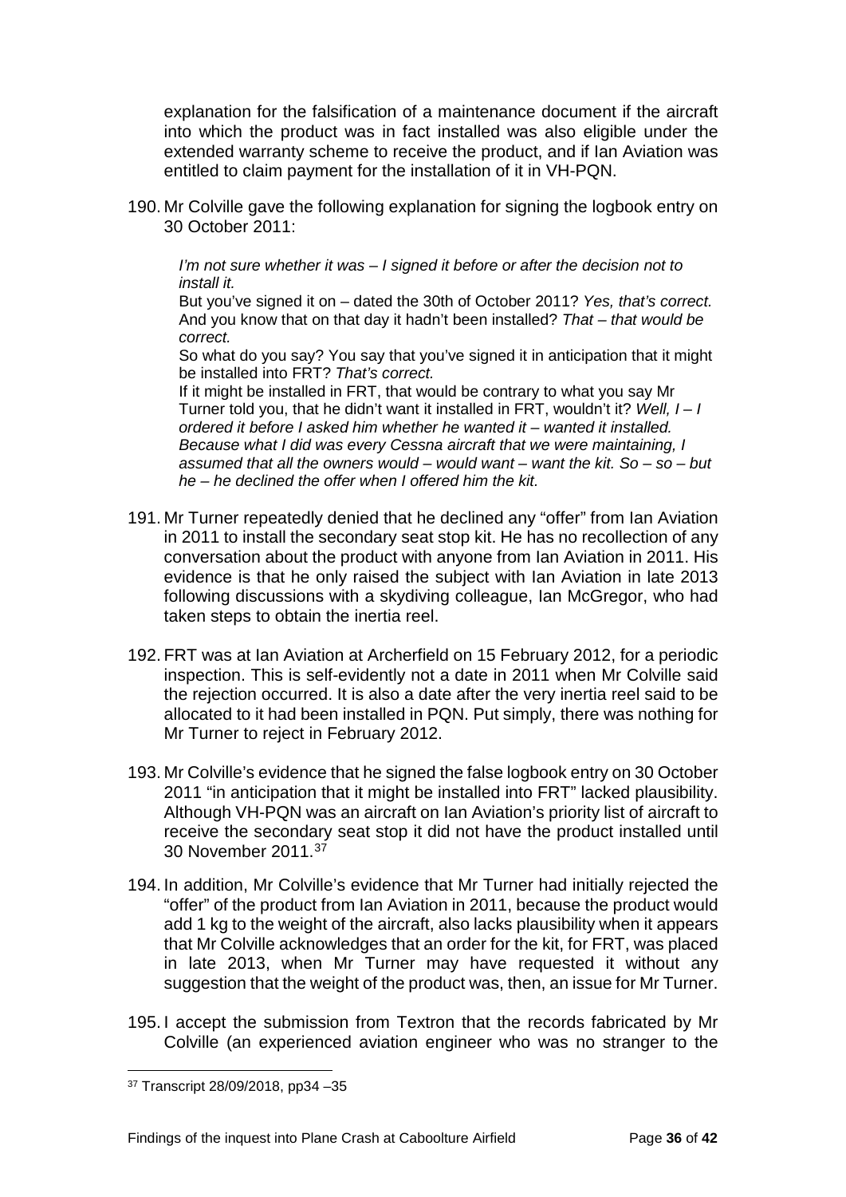explanation for the falsification of a maintenance document if the aircraft into which the product was in fact installed was also eligible under the extended warranty scheme to receive the product, and if Ian Aviation was entitled to claim payment for the installation of it in VH-PQN.

190. Mr Colville gave the following explanation for signing the logbook entry on 30 October 2011:

> *I'm not sure whether it was – I signed it before or after the decision not to install it.*
> But you've signed it on – dated the 30th of October 2011? *Yes, that's correct.*
> And you know that on that day it hadn't been installed? *That – that would be correct.*
> So what do you say? You say that you've signed it in anticipation that it might be installed into FRT? *That's correct.*
> If it might be installed in FRT, that would be contrary to what you say Mr Turner told you, that he didn't want it installed in FRT, wouldn't it? *Well, I – I ordered it before I asked him whether he wanted it – wanted it installed. Because what I did was every Cessna aircraft that we were maintaining, I assumed that all the owners would – would want – want the kit. So – so – but he – he declined the offer when I offered him the kit.*

191. Mr Turner repeatedly denied that he declined any "offer" from Ian Aviation in 2011 to install the secondary seat stop kit. He has no recollection of any conversation about the product with anyone from Ian Aviation in 2011. His evidence is that he only raised the subject with Ian Aviation in late 2013 following discussions with a skydiving colleague, Ian McGregor, who had taken steps to obtain the inertia reel.

192. FRT was at Ian Aviation at Archerfield on 15 February 2012, for a periodic inspection. This is self-evidently not a date in 2011 when Mr Colville said the rejection occurred. It is also a date after the very inertia reel said to be allocated to it had been installed in PQN. Put simply, there was nothing for Mr Turner to reject in February 2012.

193. Mr Colville's evidence that he signed the false logbook entry on 30 October 2011 "in anticipation that it might be installed into FRT" lacked plausibility. Although VH-PQN was an aircraft on Ian Aviation's priority list of aircraft to receive the secondary seat stop it did not have the product installed until 30 November 2011.[37]

194. In addition, Mr Colville's evidence that Mr Turner had initially rejected the "offer" of the product from Ian Aviation in 2011, because the product would add 1 kg to the weight of the aircraft, also lacks plausibility when it appears that Mr Colville acknowledges that an order for the kit, for FRT, was placed in late 2013, when Mr Turner may have requested it without any suggestion that the weight of the product was, then, an issue for Mr Turner.

195. I accept the submission from Textron that the records fabricated by Mr Colville (an experienced aviation engineer who was no stranger to the

---

[37] Transcript 28/09/2018, pp34 –35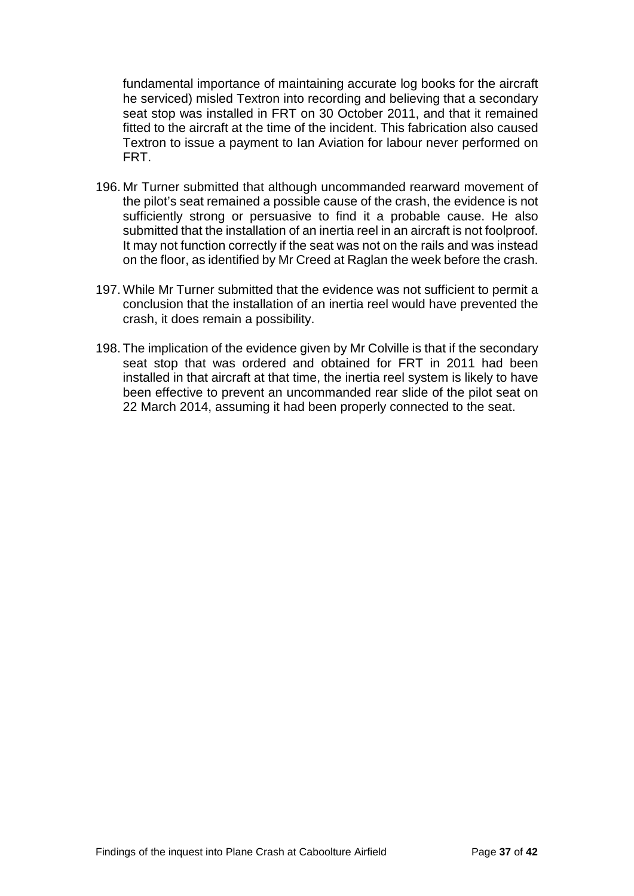fundamental importance of maintaining accurate log books for the aircraft he serviced) misled Textron into recording and believing that a secondary seat stop was installed in FRT on 30 October 2011, and that it remained fitted to the aircraft at the time of the incident. This fabrication also caused Textron to issue a payment to Ian Aviation for labour never performed on FRT.

196. Mr Turner submitted that although uncommanded rearward movement of the pilot's seat remained a possible cause of the crash, the evidence is not sufficiently strong or persuasive to find it a probable cause. He also submitted that the installation of an inertia reel in an aircraft is not foolproof. It may not function correctly if the seat was not on the rails and was instead on the floor, as identified by Mr Creed at Raglan the week before the crash.

197. While Mr Turner submitted that the evidence was not sufficient to permit a conclusion that the installation of an inertia reel would have prevented the crash, it does remain a possibility.

198. The implication of the evidence given by Mr Colville is that if the secondary seat stop that was ordered and obtained for FRT in 2011 had been installed in that aircraft at that time, the inertia reel system is likely to have been effective to prevent an uncommanded rear slide of the pilot seat on 22 March 2014, assuming it had been properly connected to the seat.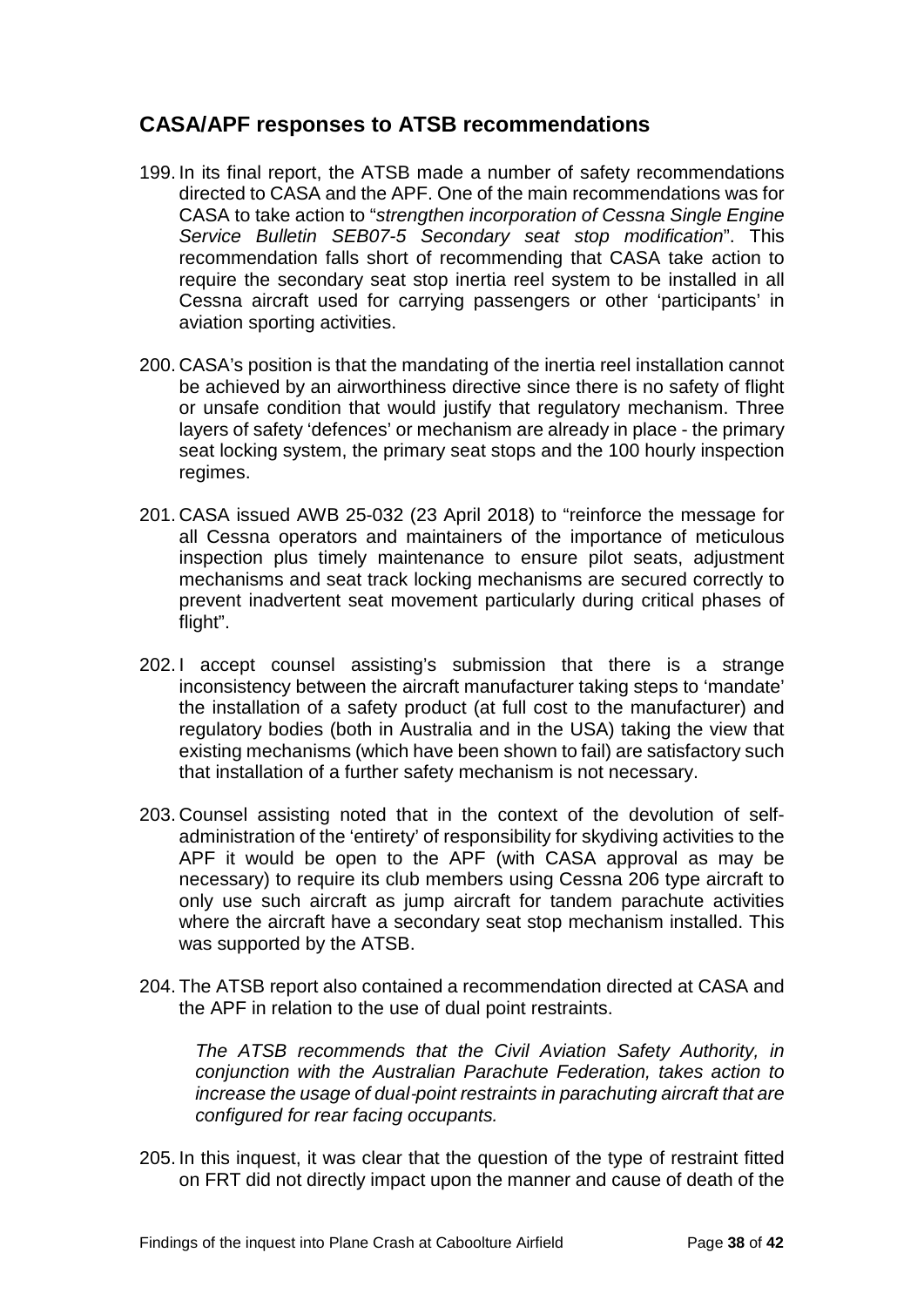## CASA/APF responses to ATSB recommendations

199. In its final report, the ATSB made a number of safety recommendations directed to CASA and the APF. One of the main recommendations was for CASA to take action to "*strengthen incorporation of Cessna Single Engine Service Bulletin SEB07-5 Secondary seat stop modification*". This recommendation falls short of recommending that CASA take action to require the secondary seat stop inertia reel system to be installed in all Cessna aircraft used for carrying passengers or other 'participants' in aviation sporting activities.

200. CASA's position is that the mandating of the inertia reel installation cannot be achieved by an airworthiness directive since there is no safety of flight or unsafe condition that would justify that regulatory mechanism. Three layers of safety 'defences' or mechanism are already in place - the primary seat locking system, the primary seat stops and the 100 hourly inspection regimes.

201. CASA issued AWB 25-032 (23 April 2018) to "reinforce the message for all Cessna operators and maintainers of the importance of meticulous inspection plus timely maintenance to ensure pilot seats, adjustment mechanisms and seat track locking mechanisms are secured correctly to prevent inadvertent seat movement particularly during critical phases of flight".

202. I accept counsel assisting's submission that there is a strange inconsistency between the aircraft manufacturer taking steps to 'mandate' the installation of a safety product (at full cost to the manufacturer) and regulatory bodies (both in Australia and in the USA) taking the view that existing mechanisms (which have been shown to fail) are satisfactory such that installation of a further safety mechanism is not necessary.

203. Counsel assisting noted that in the context of the devolution of self-administration of the 'entirety' of responsibility for skydiving activities to the APF it would be open to the APF (with CASA approval as may be necessary) to require its club members using Cessna 206 type aircraft to only use such aircraft as jump aircraft for tandem parachute activities where the aircraft have a secondary seat stop mechanism installed. This was supported by the ATSB.

204. The ATSB report also contained a recommendation directed at CASA and the APF in relation to the use of dual point restraints.

> *The ATSB recommends that the Civil Aviation Safety Authority, in conjunction with the Australian Parachute Federation, takes action to increase the usage of dual-point restraints in parachuting aircraft that are configured for rear facing occupants.*

205. In this inquest, it was clear that the question of the type of restraint fitted on FRT did not directly impact upon the manner and cause of death of the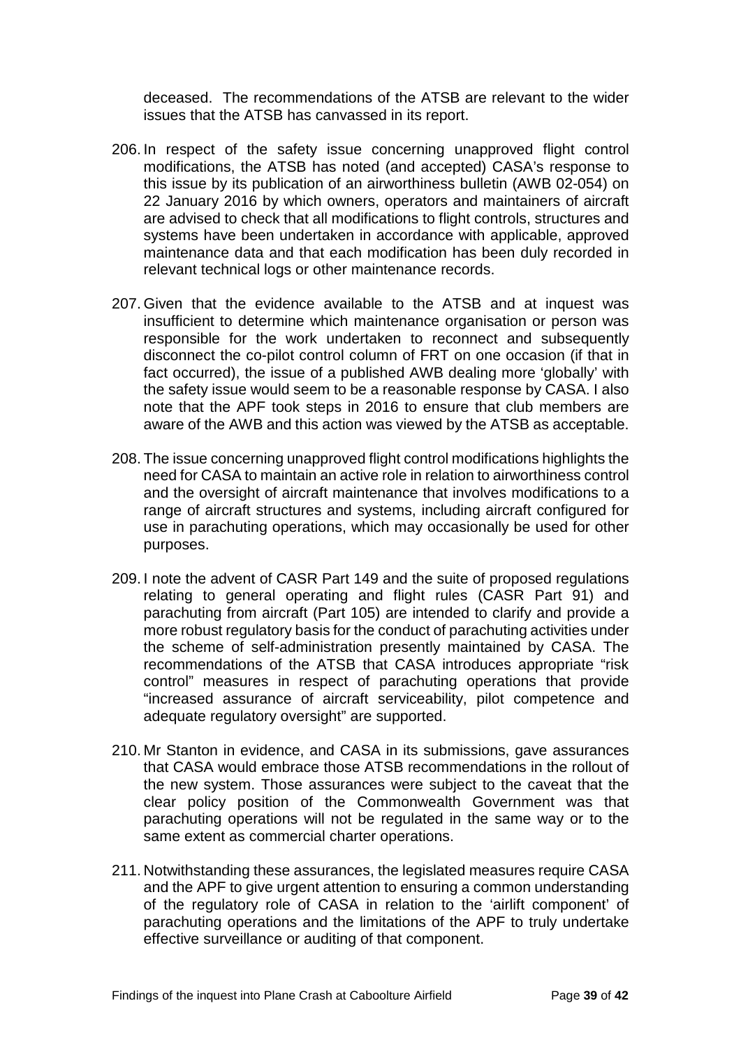deceased. The recommendations of the ATSB are relevant to the wider issues that the ATSB has canvassed in its report.

206. In respect of the safety issue concerning unapproved flight control modifications, the ATSB has noted (and accepted) CASA's response to this issue by its publication of an airworthiness bulletin (AWB 02-054) on 22 January 2016 by which owners, operators and maintainers of aircraft are advised to check that all modifications to flight controls, structures and systems have been undertaken in accordance with applicable, approved maintenance data and that each modification has been duly recorded in relevant technical logs or other maintenance records.

207. Given that the evidence available to the ATSB and at inquest was insufficient to determine which maintenance organisation or person was responsible for the work undertaken to reconnect and subsequently disconnect the co-pilot control column of FRT on one occasion (if that in fact occurred), the issue of a published AWB dealing more 'globally' with the safety issue would seem to be a reasonable response by CASA. I also note that the APF took steps in 2016 to ensure that club members are aware of the AWB and this action was viewed by the ATSB as acceptable.

208. The issue concerning unapproved flight control modifications highlights the need for CASA to maintain an active role in relation to airworthiness control and the oversight of aircraft maintenance that involves modifications to a range of aircraft structures and systems, including aircraft configured for use in parachuting operations, which may occasionally be used for other purposes.

209. I note the advent of CASR Part 149 and the suite of proposed regulations relating to general operating and flight rules (CASR Part 91) and parachuting from aircraft (Part 105) are intended to clarify and provide a more robust regulatory basis for the conduct of parachuting activities under the scheme of self-administration presently maintained by CASA. The recommendations of the ATSB that CASA introduces appropriate "risk control" measures in respect of parachuting operations that provide "increased assurance of aircraft serviceability, pilot competence and adequate regulatory oversight" are supported.

210. Mr Stanton in evidence, and CASA in its submissions, gave assurances that CASA would embrace those ATSB recommendations in the rollout of the new system. Those assurances were subject to the caveat that the clear policy position of the Commonwealth Government was that parachuting operations will not be regulated in the same way or to the same extent as commercial charter operations.

211. Notwithstanding these assurances, the legislated measures require CASA and the APF to give urgent attention to ensuring a common understanding of the regulatory role of CASA in relation to the 'airlift component' of parachuting operations and the limitations of the APF to truly undertake effective surveillance or auditing of that component.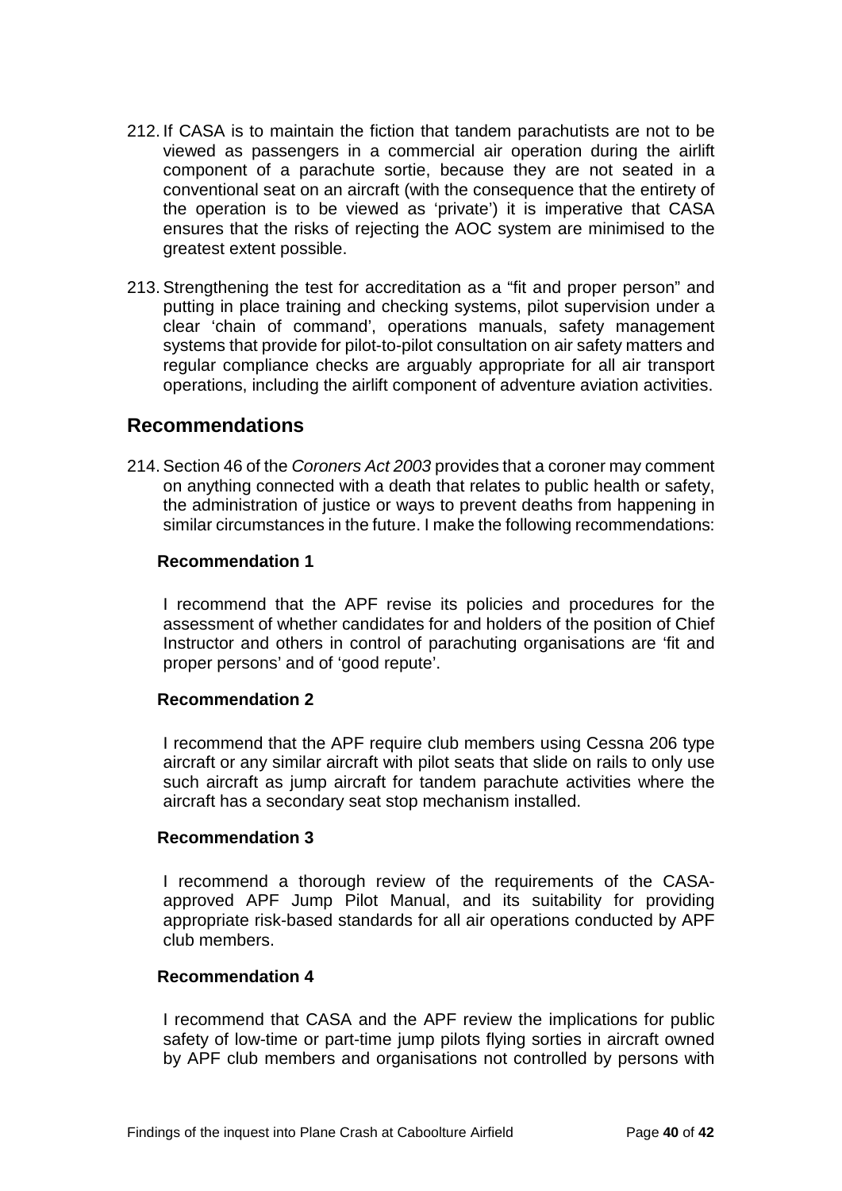212. If CASA is to maintain the fiction that tandem parachutists are not to be viewed as passengers in a commercial air operation during the airlift component of a parachute sortie, because they are not seated in a conventional seat on an aircraft (with the consequence that the entirety of the operation is to be viewed as 'private') it is imperative that CASA ensures that the risks of rejecting the AOC system are minimised to the greatest extent possible.

213. Strengthening the test for accreditation as a "fit and proper person" and putting in place training and checking systems, pilot supervision under a clear 'chain of command', operations manuals, safety management systems that provide for pilot-to-pilot consultation on air safety matters and regular compliance checks are arguably appropriate for all air transport operations, including the airlift component of adventure aviation activities.

## Recommendations

214. Section 46 of the *Coroners Act 2003* provides that a coroner may comment on anything connected with a death that relates to public health or safety, the administration of justice or ways to prevent deaths from happening in similar circumstances in the future. I make the following recommendations:

**Recommendation 1**

I recommend that the APF revise its policies and procedures for the assessment of whether candidates for and holders of the position of Chief Instructor and others in control of parachuting organisations are 'fit and proper persons' and of 'good repute'.

**Recommendation 2**

I recommend that the APF require club members using Cessna 206 type aircraft or any similar aircraft with pilot seats that slide on rails to only use such aircraft as jump aircraft for tandem parachute activities where the aircraft has a secondary seat stop mechanism installed.

**Recommendation 3**

I recommend a thorough review of the requirements of the CASA-approved APF Jump Pilot Manual, and its suitability for providing appropriate risk-based standards for all air operations conducted by APF club members.

**Recommendation 4**

I recommend that CASA and the APF review the implications for public safety of low-time or part-time jump pilots flying sorties in aircraft owned by APF club members and organisations not controlled by persons with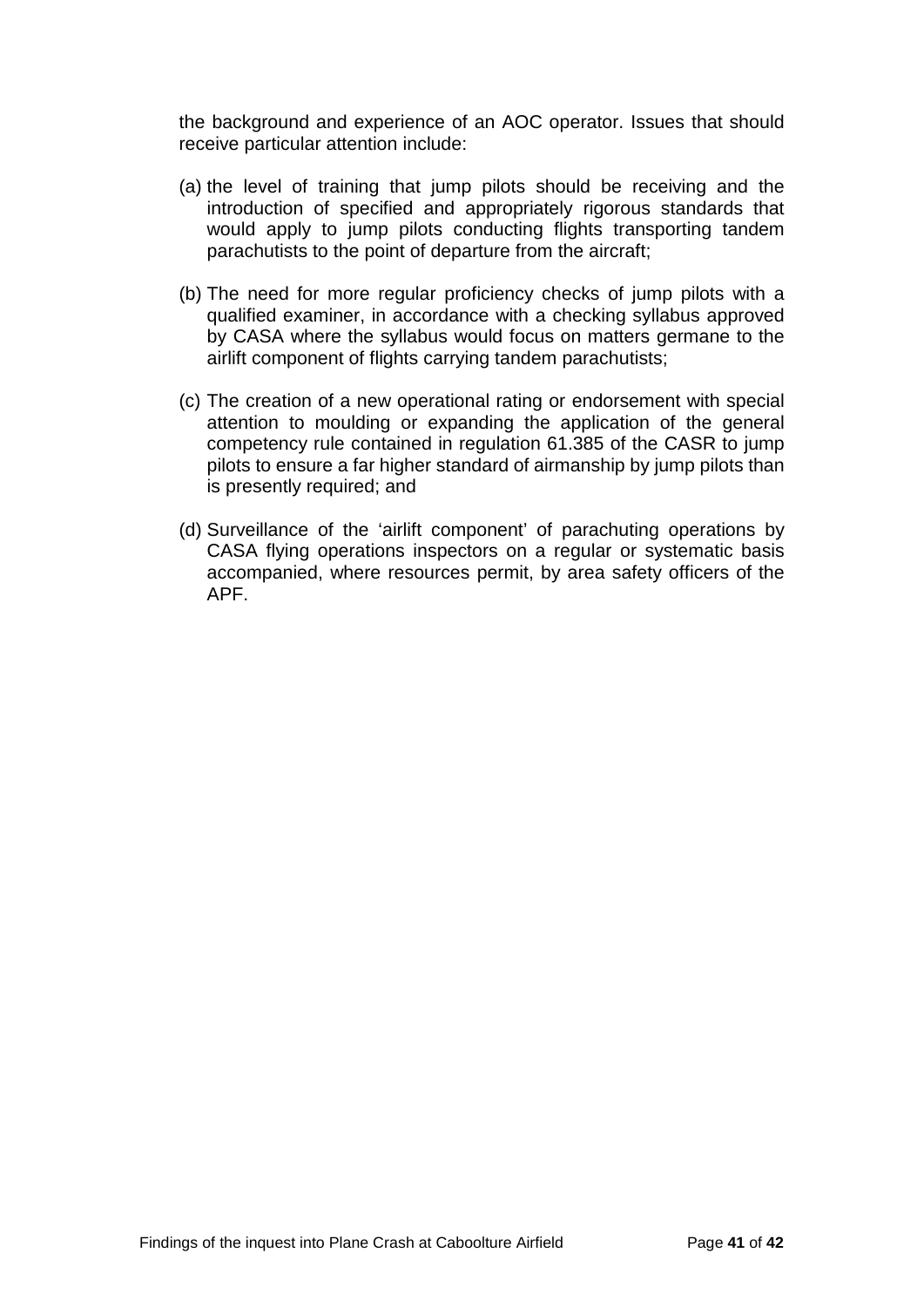the background and experience of an AOC operator. Issues that should receive particular attention include:

(a) the level of training that jump pilots should be receiving and the introduction of specified and appropriately rigorous standards that would apply to jump pilots conducting flights transporting tandem parachutists to the point of departure from the aircraft;

(b) The need for more regular proficiency checks of jump pilots with a qualified examiner, in accordance with a checking syllabus approved by CASA where the syllabus would focus on matters germane to the airlift component of flights carrying tandem parachutists;

(c) The creation of a new operational rating or endorsement with special attention to moulding or expanding the application of the general competency rule contained in regulation 61.385 of the CASR to jump pilots to ensure a far higher standard of airmanship by jump pilots than is presently required; and

(d) Surveillance of the 'airlift component' of parachuting operations by CASA flying operations inspectors on a regular or systematic basis accompanied, where resources permit, by area safety officers of the APF.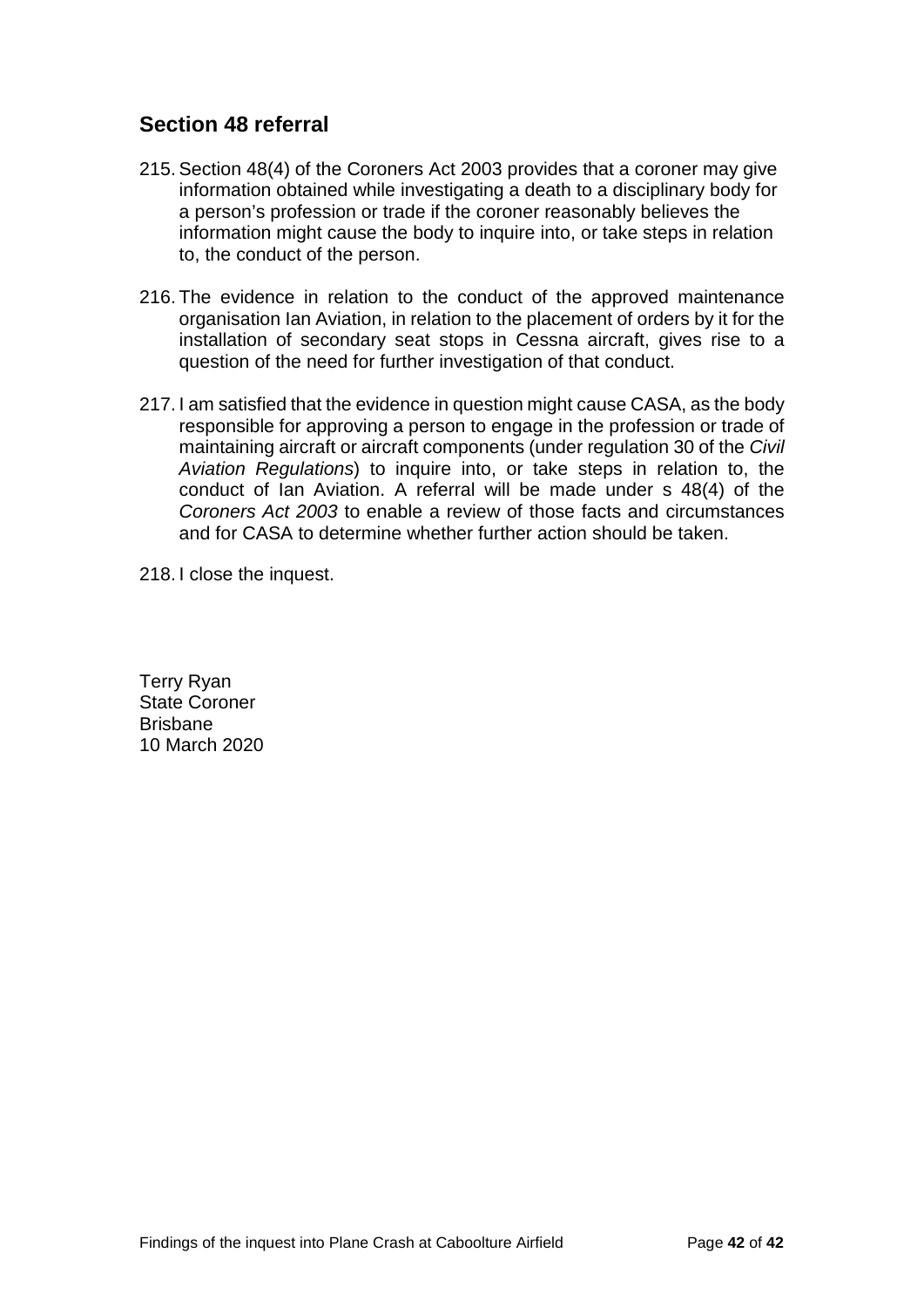## Section 48 referral

215. Section 48(4) of the Coroners Act 2003 provides that a coroner may give information obtained while investigating a death to a disciplinary body for a person's profession or trade if the coroner reasonably believes the information might cause the body to inquire into, or take steps in relation to, the conduct of the person.

216. The evidence in relation to the conduct of the approved maintenance organisation Ian Aviation, in relation to the placement of orders by it for the installation of secondary seat stops in Cessna aircraft, gives rise to a question of the need for further investigation of that conduct.

217. I am satisfied that the evidence in question might cause CASA, as the body responsible for approving a person to engage in the profession or trade of maintaining aircraft or aircraft components (under regulation 30 of the *Civil Aviation Regulations*) to inquire into, or take steps in relation to, the conduct of Ian Aviation. A referral will be made under s 48(4) of the *Coroners Act 2003* to enable a review of those facts and circumstances and for CASA to determine whether further action should be taken.

218. I close the inquest.

Terry Ryan
State Coroner
Brisbane
10 March 2020